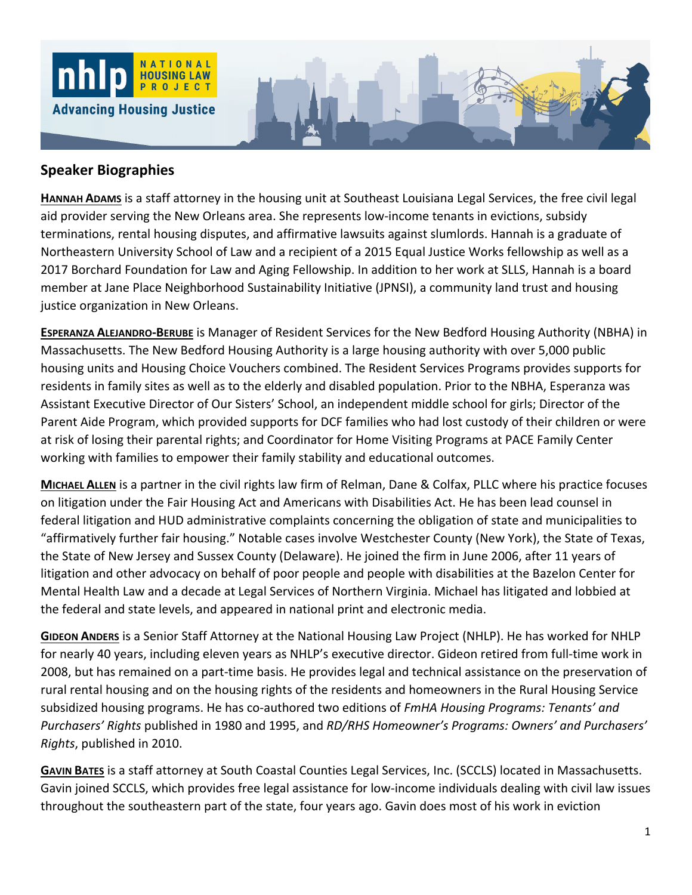## Speaker Biographies

**HANNAH ADAMS** is a staff attorney in the housing unit at Southeast Louisiana Legal Services, the free civil legal aid provider serving the New Orleans area. She represents low-income tenants in evictions, subsidy terminations, rental housing disputes, and affirmative lawsuits against slumlords. Hannah is a graduate of Northeastern University School of Law and a recipient of a 2015 Equal Justice Works fellowship as well as a 2017 Borchard Foundation for Law and Aging Fellowship. In addition to her work at SLLS, Hannah is a board member at Jane Place Neighborhood Sustainability Initiative (JPNSI), a community land trust and housing justice organization in New Orleans.

**ESPERANZA ALEJANDRO-BERUBE** is Manager of Resident Services for the New Bedford Housing Authority (NBHA) in Massachusetts. The New Bedford Housing Authority is a large housing authority with over 5,000 public housing units and Housing Choice Vouchers combined. The Resident Services Programs provides supports for residents in family sites as well as to the elderly and disabled population. Prior to the NBHA, Esperanza was Assistant Executive Director of Our Sisters' School, an independent middle school for girls; Director of the Parent Aide Program, which provided supports for DCF families who had lost custody of their children or were at risk of losing their parental rights; and Coordinator for Home Visiting Programs at PACE Family Center working with families to empower their family stability and educational outcomes.

**MICHAEL ALLEN** is a partner in the civil rights law firm of Relman, Dane & Colfax, PLLC where his practice focuses on litigation under the Fair Housing Act and Americans with Disabilities Act. He has been lead counsel in federal litigation and HUD administrative complaints concerning the obligation of state and municipalities to "affirmatively further fair housing." Notable cases involve Westchester County (New York), the State of Texas, the State of New Jersey and Sussex County (Delaware). He joined the firm in June 2006, after 11 years of litigation and other advocacy on behalf of poor people and people with disabilities at the Bazelon Center for Mental Health Law and a decade at Legal Services of Northern Virginia. Michael has litigated and lobbied at the federal and state levels, and appeared in national print and electronic media.

**GIDEON ANDERS** is a Senior Staff Attorney at the National Housing Law Project (NHLP). He has worked for NHLP for nearly 40 years, including eleven years as NHLP's executive director. Gideon retired from full-time work in 2008, but has remained on a part-time basis. He provides legal and technical assistance on the preservation of rural rental housing and on the housing rights of the residents and homeowners in the Rural Housing Service subsidized housing programs. He has co-authored two editions of *FmHA Housing Programs: Tenants' and Purchasers' Rights* published in 1980 and 1995, and *RD/RHS Homeowner's Programs: Owners' and Purchasers' Rights*, published in 2010.

**GAVIN BATES** is a staff attorney at South Coastal Counties Legal Services, Inc. (SCCLS) located in Massachusetts. Gavin joined SCCLS, which provides free legal assistance for low-income individuals dealing with civil law issues throughout the southeastern part of the state, four years ago. Gavin does most of his work in eviction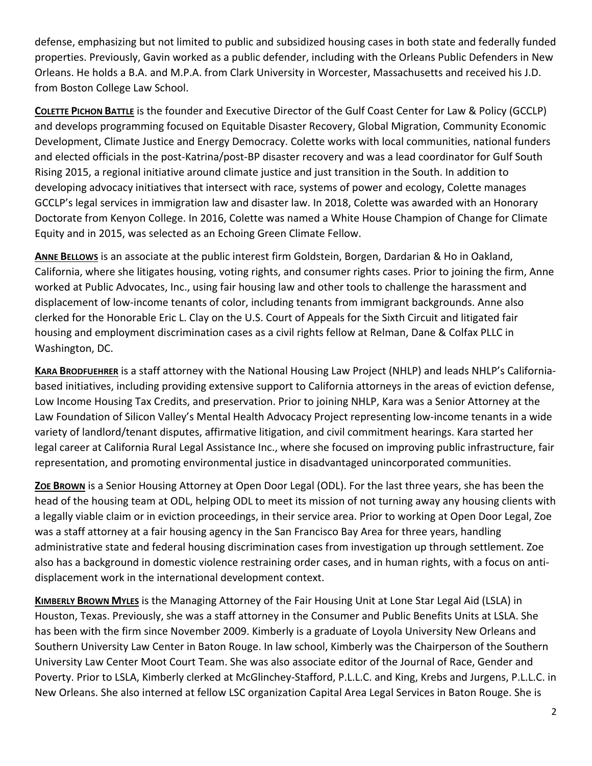defense, emphasizing but not limited to public and subsidized housing cases in both state and federally funded properties. Previously, Gavin worked as a public defender, including with the Orleans Public Defenders in New Orleans. He holds a B.A. and M.P.A. from Clark University in Worcester, Massachusetts and received his J.D. from Boston College Law School.

**COLETTE PICHON BATTLE** is the founder and Executive Director of the Gulf Coast Center for Law & Policy (GCCLP) and develops programming focused on Equitable Disaster Recovery, Global Migration, Community Economic Development, Climate Justice and Energy Democracy. Colette works with local communities, national funders and elected officials in the post-Katrina/post-BP disaster recovery and was a lead coordinator for Gulf South Rising 2015, a regional initiative around climate justice and just transition in the South. In addition to developing advocacy initiatives that intersect with race, systems of power and ecology, Colette manages GCCLP's legal services in immigration law and disaster law. In 2018, Colette was awarded with an Honorary Doctorate from Kenyon College. In 2016, Colette was named a White House Champion of Change for Climate Equity and in 2015, was selected as an Echoing Green Climate Fellow.

**ANNE BELLOWS** is an associate at the public interest firm Goldstein, Borgen, Dardarian & Ho in Oakland, California, where she litigates housing, voting rights, and consumer rights cases. Prior to joining the firm, Anne worked at Public Advocates, Inc., using fair housing law and other tools to challenge the harassment and displacement of low-income tenants of color, including tenants from immigrant backgrounds. Anne also clerked for the Honorable Eric L. Clay on the U.S. Court of Appeals for the Sixth Circuit and litigated fair housing and employment discrimination cases as a civil rights fellow at Relman, Dane & Colfax PLLC in Washington, DC.

**KARA BRODFUEHRER** is a staff attorney with the National Housing Law Project (NHLP) and leads NHLP's California-based initiatives, including providing extensive support to California attorneys in the areas of eviction defense, Low Income Housing Tax Credits, and preservation. Prior to joining NHLP, Kara was a Senior Attorney at the Law Foundation of Silicon Valley's Mental Health Advocacy Project representing low-income tenants in a wide variety of landlord/tenant disputes, affirmative litigation, and civil commitment hearings. Kara started her legal career at California Rural Legal Assistance Inc., where she focused on improving public infrastructure, fair representation, and promoting environmental justice in disadvantaged unincorporated communities.

**ZOE BROWN** is a Senior Housing Attorney at Open Door Legal (ODL). For the last three years, she has been the head of the housing team at ODL, helping ODL to meet its mission of not turning away any housing clients with a legally viable claim or in eviction proceedings, in their service area. Prior to working at Open Door Legal, Zoe was a staff attorney at a fair housing agency in the San Francisco Bay Area for three years, handling administrative state and federal housing discrimination cases from investigation up through settlement. Zoe also has a background in domestic violence restraining order cases, and in human rights, with a focus on anti-displacement work in the international development context.

**KIMBERLY BROWN MYLES** is the Managing Attorney of the Fair Housing Unit at Lone Star Legal Aid (LSLA) in Houston, Texas. Previously, she was a staff attorney in the Consumer and Public Benefits Units at LSLA. She has been with the firm since November 2009. Kimberly is a graduate of Loyola University New Orleans and Southern University Law Center in Baton Rouge. In law school, Kimberly was the Chairperson of the Southern University Law Center Moot Court Team. She was also associate editor of the Journal of Race, Gender and Poverty. Prior to LSLA, Kimberly clerked at McGlinchey-Stafford, P.L.L.C. and King, Krebs and Jurgens, P.L.L.C. in New Orleans. She also interned at fellow LSC organization Capital Area Legal Services in Baton Rouge. She is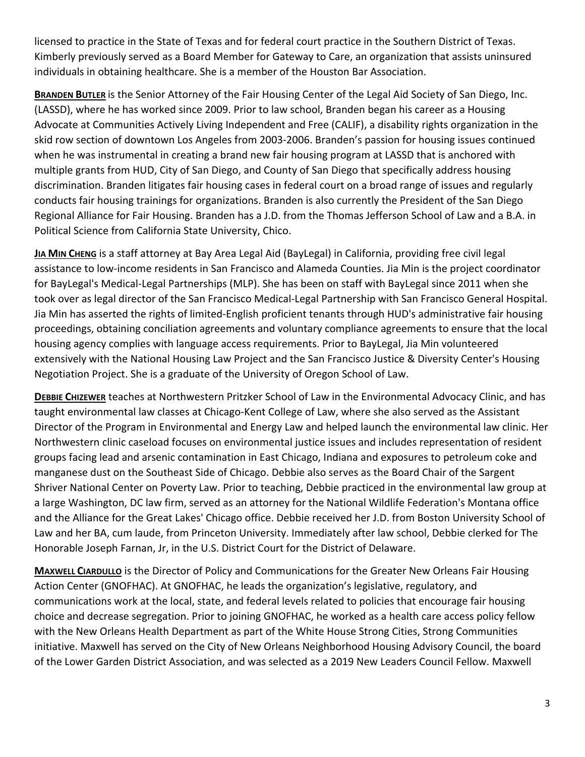licensed to practice in the State of Texas and for federal court practice in the Southern District of Texas. Kimberly previously served as a Board Member for Gateway to Care, an organization that assists uninsured individuals in obtaining healthcare. She is a member of the Houston Bar Association.

**Branden Butler** is the Senior Attorney of the Fair Housing Center of the Legal Aid Society of San Diego, Inc. (LASSD), where he has worked since 2009. Prior to law school, Branden began his career as a Housing Advocate at Communities Actively Living Independent and Free (CALIF), a disability rights organization in the skid row section of downtown Los Angeles from 2003-2006. Branden's passion for housing issues continued when he was instrumental in creating a brand new fair housing program at LASSD that is anchored with multiple grants from HUD, City of San Diego, and County of San Diego that specifically address housing discrimination. Branden litigates fair housing cases in federal court on a broad range of issues and regularly conducts fair housing trainings for organizations. Branden is also currently the President of the San Diego Regional Alliance for Fair Housing. Branden has a J.D. from the Thomas Jefferson School of Law and a B.A. in Political Science from California State University, Chico.

**Jia Min Cheng** is a staff attorney at Bay Area Legal Aid (BayLegal) in California, providing free civil legal assistance to low-income residents in San Francisco and Alameda Counties. Jia Min is the project coordinator for BayLegal's Medical-Legal Partnerships (MLP). She has been on staff with BayLegal since 2011 when she took over as legal director of the San Francisco Medical-Legal Partnership with San Francisco General Hospital. Jia Min has asserted the rights of limited-English proficient tenants through HUD's administrative fair housing proceedings, obtaining conciliation agreements and voluntary compliance agreements to ensure that the local housing agency complies with language access requirements. Prior to BayLegal, Jia Min volunteered extensively with the National Housing Law Project and the San Francisco Justice & Diversity Center's Housing Negotiation Project. She is a graduate of the University of Oregon School of Law.

**Debbie Chizewer** teaches at Northwestern Pritzker School of Law in the Environmental Advocacy Clinic, and has taught environmental law classes at Chicago-Kent College of Law, where she also served as the Assistant Director of the Program in Environmental and Energy Law and helped launch the environmental law clinic. Her Northwestern clinic caseload focuses on environmental justice issues and includes representation of resident groups facing lead and arsenic contamination in East Chicago, Indiana and exposures to petroleum coke and manganese dust on the Southeast Side of Chicago. Debbie also serves as the Board Chair of the Sargent Shriver National Center on Poverty Law. Prior to teaching, Debbie practiced in the environmental law group at a large Washington, DC law firm, served as an attorney for the National Wildlife Federation's Montana office and the Alliance for the Great Lakes' Chicago office. Debbie received her J.D. from Boston University School of Law and her BA, cum laude, from Princeton University. Immediately after law school, Debbie clerked for The Honorable Joseph Farnan, Jr, in the U.S. District Court for the District of Delaware.

**Maxwell Ciardullo** is the Director of Policy and Communications for the Greater New Orleans Fair Housing Action Center (GNOFHAC). At GNOFHAC, he leads the organization's legislative, regulatory, and communications work at the local, state, and federal levels related to policies that encourage fair housing choice and decrease segregation. Prior to joining GNOFHAC, he worked as a health care access policy fellow with the New Orleans Health Department as part of the White House Strong Cities, Strong Communities initiative. Maxwell has served on the City of New Orleans Neighborhood Housing Advisory Council, the board of the Lower Garden District Association, and was selected as a 2019 New Leaders Council Fellow. Maxwell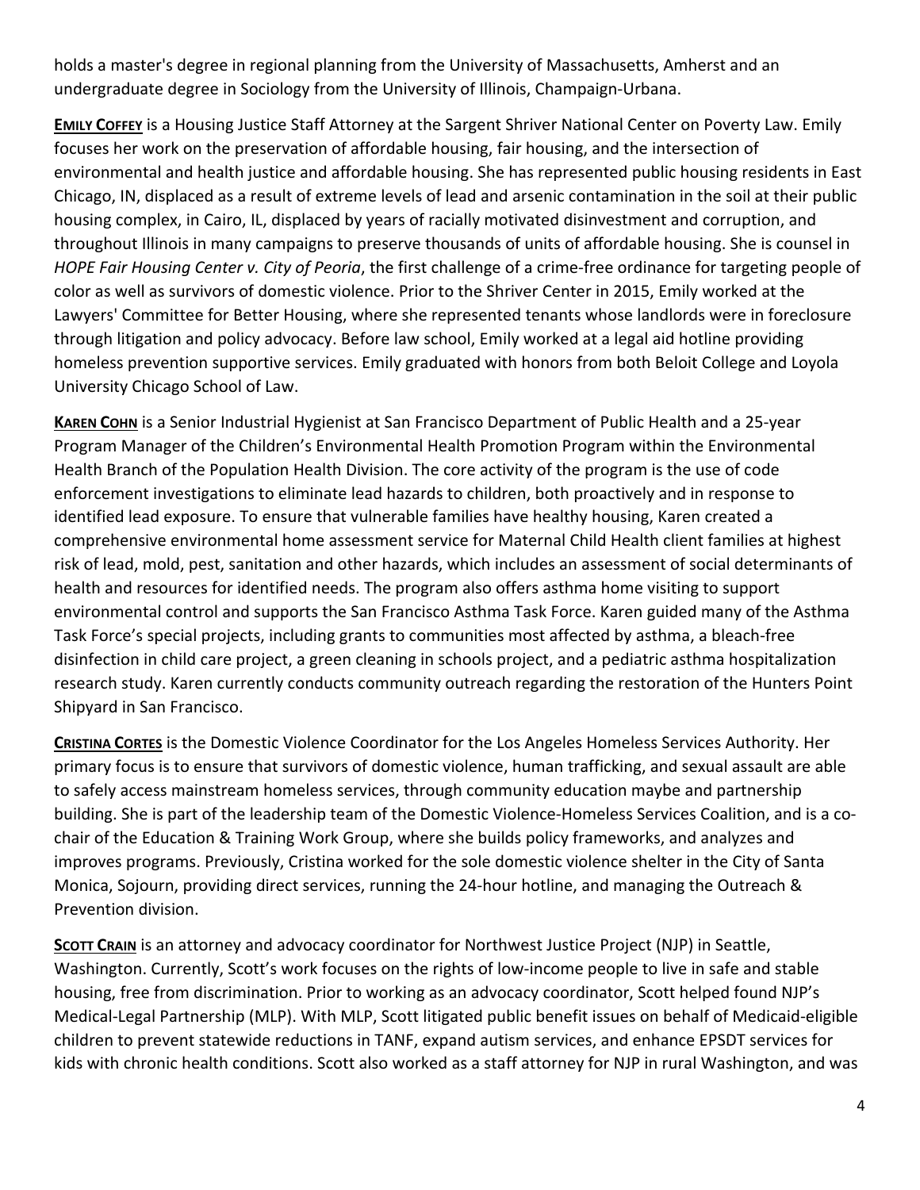holds a master's degree in regional planning from the University of Massachusetts, Amherst and an undergraduate degree in Sociology from the University of Illinois, Champaign-Urbana.

**Emily Coffey** is a Housing Justice Staff Attorney at the Sargent Shriver National Center on Poverty Law. Emily focuses her work on the preservation of affordable housing, fair housing, and the intersection of environmental and health justice and affordable housing. She has represented public housing residents in East Chicago, IN, displaced as a result of extreme levels of lead and arsenic contamination in the soil at their public housing complex, in Cairo, IL, displaced by years of racially motivated disinvestment and corruption, and throughout Illinois in many campaigns to preserve thousands of units of affordable housing. She is counsel in *HOPE Fair Housing Center v. City of Peoria*, the first challenge of a crime-free ordinance for targeting people of color as well as survivors of domestic violence. Prior to the Shriver Center in 2015, Emily worked at the Lawyers' Committee for Better Housing, where she represented tenants whose landlords were in foreclosure through litigation and policy advocacy. Before law school, Emily worked at a legal aid hotline providing homeless prevention supportive services. Emily graduated with honors from both Beloit College and Loyola University Chicago School of Law.

**Karen Cohn** is a Senior Industrial Hygienist at San Francisco Department of Public Health and a 25-year Program Manager of the Children's Environmental Health Promotion Program within the Environmental Health Branch of the Population Health Division. The core activity of the program is the use of code enforcement investigations to eliminate lead hazards to children, both proactively and in response to identified lead exposure. To ensure that vulnerable families have healthy housing, Karen created a comprehensive environmental home assessment service for Maternal Child Health client families at highest risk of lead, mold, pest, sanitation and other hazards, which includes an assessment of social determinants of health and resources for identified needs. The program also offers asthma home visiting to support environmental control and supports the San Francisco Asthma Task Force. Karen guided many of the Asthma Task Force's special projects, including grants to communities most affected by asthma, a bleach-free disinfection in child care project, a green cleaning in schools project, and a pediatric asthma hospitalization research study. Karen currently conducts community outreach regarding the restoration of the Hunters Point Shipyard in San Francisco.

**Cristina Cortes** is the Domestic Violence Coordinator for the Los Angeles Homeless Services Authority. Her primary focus is to ensure that survivors of domestic violence, human trafficking, and sexual assault are able to safely access mainstream homeless services, through community education maybe and partnership building. She is part of the leadership team of the Domestic Violence-Homeless Services Coalition, and is a co-chair of the Education & Training Work Group, where she builds policy frameworks, and analyzes and improves programs. Previously, Cristina worked for the sole domestic violence shelter in the City of Santa Monica, Sojourn, providing direct services, running the 24-hour hotline, and managing the Outreach & Prevention division.

**Scott Crain** is an attorney and advocacy coordinator for Northwest Justice Project (NJP) in Seattle, Washington. Currently, Scott's work focuses on the rights of low-income people to live in safe and stable housing, free from discrimination. Prior to working as an advocacy coordinator, Scott helped found NJP's Medical-Legal Partnership (MLP). With MLP, Scott litigated public benefit issues on behalf of Medicaid-eligible children to prevent statewide reductions in TANF, expand autism services, and enhance EPSDT services for kids with chronic health conditions. Scott also worked as a staff attorney for NJP in rural Washington, and was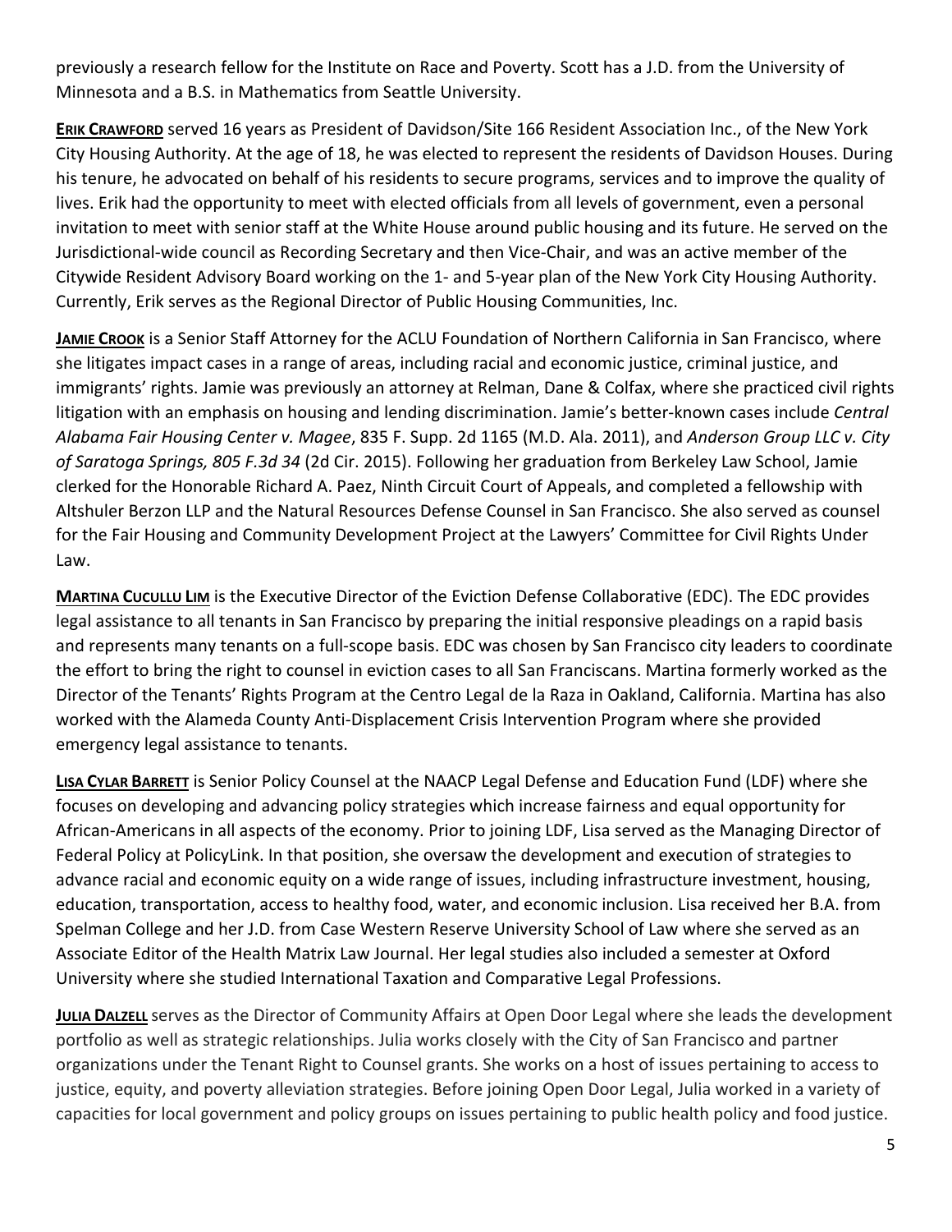previously a research fellow for the Institute on Race and Poverty. Scott has a J.D. from the University of Minnesota and a B.S. in Mathematics from Seattle University.

**Erik Crawford** served 16 years as President of Davidson/Site 166 Resident Association Inc., of the New York City Housing Authority. At the age of 18, he was elected to represent the residents of Davidson Houses. During his tenure, he advocated on behalf of his residents to secure programs, services and to improve the quality of lives. Erik had the opportunity to meet with elected officials from all levels of government, even a personal invitation to meet with senior staff at the White House around public housing and its future. He served on the Jurisdictional-wide council as Recording Secretary and then Vice-Chair, and was an active member of the Citywide Resident Advisory Board working on the 1- and 5-year plan of the New York City Housing Authority. Currently, Erik serves as the Regional Director of Public Housing Communities, Inc.

**Jamie Crook** is a Senior Staff Attorney for the ACLU Foundation of Northern California in San Francisco, where she litigates impact cases in a range of areas, including racial and economic justice, criminal justice, and immigrants' rights. Jamie was previously an attorney at Relman, Dane & Colfax, where she practiced civil rights litigation with an emphasis on housing and lending discrimination. Jamie's better-known cases include *Central Alabama Fair Housing Center v. Magee*, 835 F. Supp. 2d 1165 (M.D. Ala. 2011), and *Anderson Group LLC v. City of Saratoga Springs, 805 F.3d 34* (2d Cir. 2015). Following her graduation from Berkeley Law School, Jamie clerked for the Honorable Richard A. Paez, Ninth Circuit Court of Appeals, and completed a fellowship with Altshuler Berzon LLP and the Natural Resources Defense Counsel in San Francisco. She also served as counsel for the Fair Housing and Community Development Project at the Lawyers' Committee for Civil Rights Under Law.

**Martina Cucullu Lim** is the Executive Director of the Eviction Defense Collaborative (EDC). The EDC provides legal assistance to all tenants in San Francisco by preparing the initial responsive pleadings on a rapid basis and represents many tenants on a full-scope basis. EDC was chosen by San Francisco city leaders to coordinate the effort to bring the right to counsel in eviction cases to all San Franciscans. Martina formerly worked as the Director of the Tenants' Rights Program at the Centro Legal de la Raza in Oakland, California. Martina has also worked with the Alameda County Anti-Displacement Crisis Intervention Program where she provided emergency legal assistance to tenants.

**Lisa Cylar Barrett** is Senior Policy Counsel at the NAACP Legal Defense and Education Fund (LDF) where she focuses on developing and advancing policy strategies which increase fairness and equal opportunity for African-Americans in all aspects of the economy. Prior to joining LDF, Lisa served as the Managing Director of Federal Policy at PolicyLink. In that position, she oversaw the development and execution of strategies to advance racial and economic equity on a wide range of issues, including infrastructure investment, housing, education, transportation, access to healthy food, water, and economic inclusion. Lisa received her B.A. from Spelman College and her J.D. from Case Western Reserve University School of Law where she served as an Associate Editor of the Health Matrix Law Journal. Her legal studies also included a semester at Oxford University where she studied International Taxation and Comparative Legal Professions.

**Julia Dalzell** serves as the Director of Community Affairs at Open Door Legal where she leads the development portfolio as well as strategic relationships. Julia works closely with the City of San Francisco and partner organizations under the Tenant Right to Counsel grants. She works on a host of issues pertaining to access to justice, equity, and poverty alleviation strategies. Before joining Open Door Legal, Julia worked in a variety of capacities for local government and policy groups on issues pertaining to public health policy and food justice.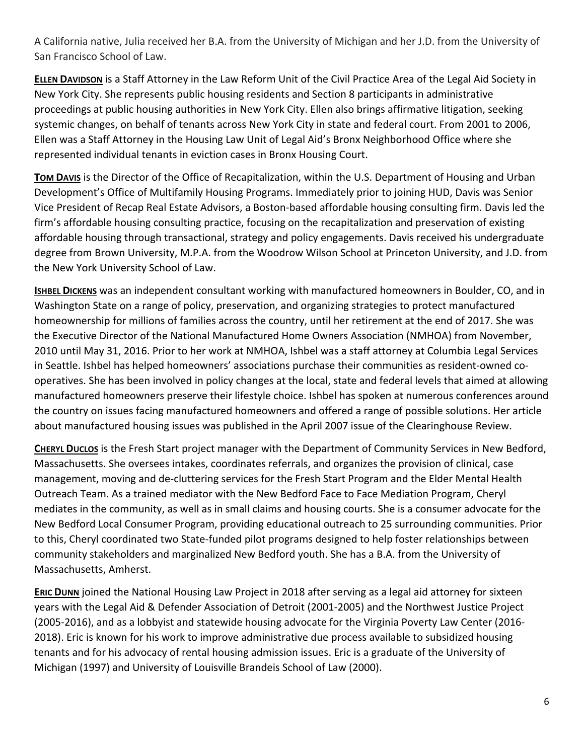A California native, Julia received her B.A. from the University of Michigan and her J.D. from the University of San Francisco School of Law.

**Ellen Davidson** is a Staff Attorney in the Law Reform Unit of the Civil Practice Area of the Legal Aid Society in New York City. She represents public housing residents and Section 8 participants in administrative proceedings at public housing authorities in New York City. Ellen also brings affirmative litigation, seeking systemic changes, on behalf of tenants across New York City in state and federal court. From 2001 to 2006, Ellen was a Staff Attorney in the Housing Law Unit of Legal Aid's Bronx Neighborhood Office where she represented individual tenants in eviction cases in Bronx Housing Court.

**Tom Davis** is the Director of the Office of Recapitalization, within the U.S. Department of Housing and Urban Development's Office of Multifamily Housing Programs. Immediately prior to joining HUD, Davis was Senior Vice President of Recap Real Estate Advisors, a Boston-based affordable housing consulting firm. Davis led the firm's affordable housing consulting practice, focusing on the recapitalization and preservation of existing affordable housing through transactional, strategy and policy engagements. Davis received his undergraduate degree from Brown University, M.P.A. from the Woodrow Wilson School at Princeton University, and J.D. from the New York University School of Law.

**Ishbel Dickens** was an independent consultant working with manufactured homeowners in Boulder, CO, and in Washington State on a range of policy, preservation, and organizing strategies to protect manufactured homeownership for millions of families across the country, until her retirement at the end of 2017. She was the Executive Director of the National Manufactured Home Owners Association (NMHOA) from November, 2010 until May 31, 2016. Prior to her work at NMHOA, Ishbel was a staff attorney at Columbia Legal Services in Seattle. Ishbel has helped homeowners' associations purchase their communities as resident-owned co-operatives. She has been involved in policy changes at the local, state and federal levels that aimed at allowing manufactured homeowners preserve their lifestyle choice. Ishbel has spoken at numerous conferences around the country on issues facing manufactured homeowners and offered a range of possible solutions. Her article about manufactured housing issues was published in the April 2007 issue of the Clearinghouse Review.

**Cheryl Duclos** is the Fresh Start project manager with the Department of Community Services in New Bedford, Massachusetts. She oversees intakes, coordinates referrals, and organizes the provision of clinical, case management, moving and de-cluttering services for the Fresh Start Program and the Elder Mental Health Outreach Team. As a trained mediator with the New Bedford Face to Face Mediation Program, Cheryl mediates in the community, as well as in small claims and housing courts. She is a consumer advocate for the New Bedford Local Consumer Program, providing educational outreach to 25 surrounding communities. Prior to this, Cheryl coordinated two State-funded pilot programs designed to help foster relationships between community stakeholders and marginalized New Bedford youth. She has a B.A. from the University of Massachusetts, Amherst.

**Eric Dunn** joined the National Housing Law Project in 2018 after serving as a legal aid attorney for sixteen years with the Legal Aid & Defender Association of Detroit (2001-2005) and the Northwest Justice Project (2005-2016), and as a lobbyist and statewide housing advocate for the Virginia Poverty Law Center (2016-2018). Eric is known for his work to improve administrative due process available to subsidized housing tenants and for his advocacy of rental housing admission issues. Eric is a graduate of the University of Michigan (1997) and University of Louisville Brandeis School of Law (2000).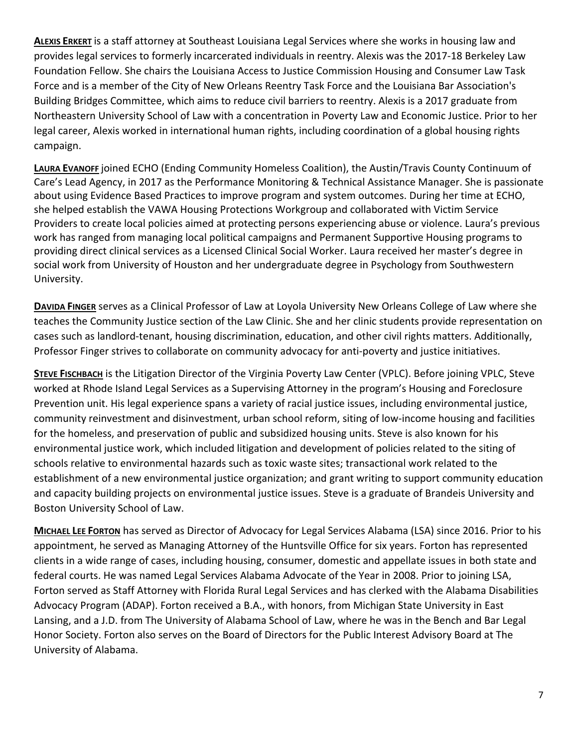**<u>ALEXIS ERKERT</u>** is a staff attorney at Southeast Louisiana Legal Services where she works in housing law and provides legal services to formerly incarcerated individuals in reentry. Alexis was the 2017-18 Berkeley Law Foundation Fellow. She chairs the Louisiana Access to Justice Commission Housing and Consumer Law Task Force and is a member of the City of New Orleans Reentry Task Force and the Louisiana Bar Association's Building Bridges Committee, which aims to reduce civil barriers to reentry. Alexis is a 2017 graduate from Northeastern University School of Law with a concentration in Poverty Law and Economic Justice. Prior to her legal career, Alexis worked in international human rights, including coordination of a global housing rights campaign.

**<u>LAURA EVANOFF</u>** joined ECHO (Ending Community Homeless Coalition), the Austin/Travis County Continuum of Care's Lead Agency, in 2017 as the Performance Monitoring & Technical Assistance Manager. She is passionate about using Evidence Based Practices to improve program and system outcomes. During her time at ECHO, she helped establish the VAWA Housing Protections Workgroup and collaborated with Victim Service Providers to create local policies aimed at protecting persons experiencing abuse or violence. Laura's previous work has ranged from managing local political campaigns and Permanent Supportive Housing programs to providing direct clinical services as a Licensed Clinical Social Worker. Laura received her master's degree in social work from University of Houston and her undergraduate degree in Psychology from Southwestern University.

**<u>DAVIDA FINGER</u>** serves as a Clinical Professor of Law at Loyola University New Orleans College of Law where she teaches the Community Justice section of the Law Clinic. She and her clinic students provide representation on cases such as landlord-tenant, housing discrimination, education, and other civil rights matters. Additionally, Professor Finger strives to collaborate on community advocacy for anti-poverty and justice initiatives.

**<u>STEVE FISCHBACH</u>** is the Litigation Director of the Virginia Poverty Law Center (VPLC). Before joining VPLC, Steve worked at Rhode Island Legal Services as a Supervising Attorney in the program's Housing and Foreclosure Prevention unit. His legal experience spans a variety of racial justice issues, including environmental justice, community reinvestment and disinvestment, urban school reform, siting of low-income housing and facilities for the homeless, and preservation of public and subsidized housing units. Steve is also known for his environmental justice work, which included litigation and development of policies related to the siting of schools relative to environmental hazards such as toxic waste sites; transactional work related to the establishment of a new environmental justice organization; and grant writing to support community education and capacity building projects on environmental justice issues. Steve is a graduate of Brandeis University and Boston University School of Law.

**<u>MICHAEL LEE FORTON</u>** has served as Director of Advocacy for Legal Services Alabama (LSA) since 2016. Prior to his appointment, he served as Managing Attorney of the Huntsville Office for six years. Forton has represented clients in a wide range of cases, including housing, consumer, domestic and appellate issues in both state and federal courts. He was named Legal Services Alabama Advocate of the Year in 2008. Prior to joining LSA, Forton served as Staff Attorney with Florida Rural Legal Services and has clerked with the Alabama Disabilities Advocacy Program (ADAP). Forton received a B.A., with honors, from Michigan State University in East Lansing, and a J.D. from The University of Alabama School of Law, where he was in the Bench and Bar Legal Honor Society. Forton also serves on the Board of Directors for the Public Interest Advisory Board at The University of Alabama.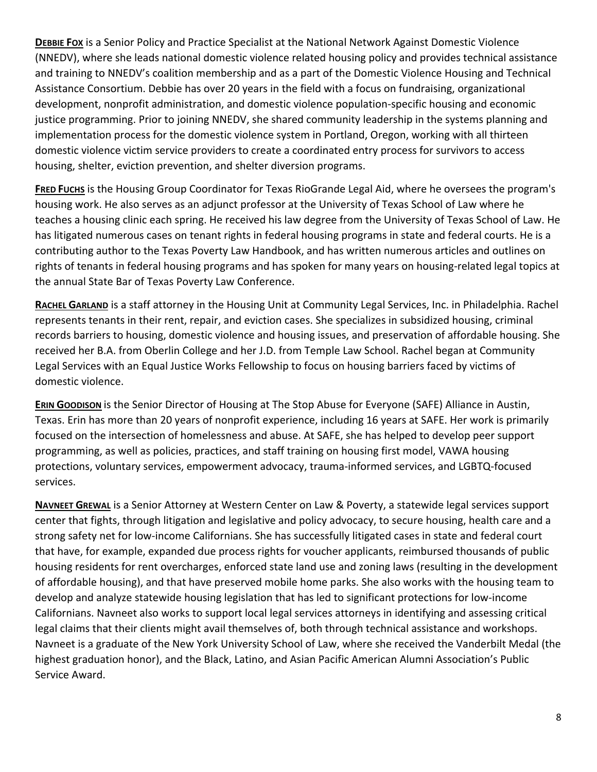**<u>DEBBIE FOX</u>** is a Senior Policy and Practice Specialist at the National Network Against Domestic Violence (NNEDV), where she leads national domestic violence related housing policy and provides technical assistance and training to NNEDV's coalition membership and as a part of the Domestic Violence Housing and Technical Assistance Consortium. Debbie has over 20 years in the field with a focus on fundraising, organizational development, nonprofit administration, and domestic violence population-specific housing and economic justice programming. Prior to joining NNEDV, she shared community leadership in the systems planning and implementation process for the domestic violence system in Portland, Oregon, working with all thirteen domestic violence victim service providers to create a coordinated entry process for survivors to access housing, shelter, eviction prevention, and shelter diversion programs.

**<u>FRED FUCHS</u>** is the Housing Group Coordinator for Texas RioGrande Legal Aid, where he oversees the program's housing work. He also serves as an adjunct professor at the University of Texas School of Law where he teaches a housing clinic each spring. He received his law degree from the University of Texas School of Law. He has litigated numerous cases on tenant rights in federal housing programs in state and federal courts. He is a contributing author to the Texas Poverty Law Handbook, and has written numerous articles and outlines on rights of tenants in federal housing programs and has spoken for many years on housing-related legal topics at the annual State Bar of Texas Poverty Law Conference.

**<u>RACHEL GARLAND</u>** is a staff attorney in the Housing Unit at Community Legal Services, Inc. in Philadelphia. Rachel represents tenants in their rent, repair, and eviction cases. She specializes in subsidized housing, criminal records barriers to housing, domestic violence and housing issues, and preservation of affordable housing. She received her B.A. from Oberlin College and her J.D. from Temple Law School. Rachel began at Community Legal Services with an Equal Justice Works Fellowship to focus on housing barriers faced by victims of domestic violence.

**<u>ERIN GOODISON</u>** is the Senior Director of Housing at The Stop Abuse for Everyone (SAFE) Alliance in Austin, Texas. Erin has more than 20 years of nonprofit experience, including 16 years at SAFE. Her work is primarily focused on the intersection of homelessness and abuse. At SAFE, she has helped to develop peer support programming, as well as policies, practices, and staff training on housing first model, VAWA housing protections, voluntary services, empowerment advocacy, trauma-informed services, and LGBTQ-focused services.

**<u>NAVNEET GREWAL</u>** is a Senior Attorney at Western Center on Law & Poverty, a statewide legal services support center that fights, through litigation and legislative and policy advocacy, to secure housing, health care and a strong safety net for low-income Californians. She has successfully litigated cases in state and federal court that have, for example, expanded due process rights for voucher applicants, reimbursed thousands of public housing residents for rent overcharges, enforced state land use and zoning laws (resulting in the development of affordable housing), and that have preserved mobile home parks. She also works with the housing team to develop and analyze statewide housing legislation that has led to significant protections for low-income Californians. Navneet also works to support local legal services attorneys in identifying and assessing critical legal claims that their clients might avail themselves of, both through technical assistance and workshops. Navneet is a graduate of the New York University School of Law, where she received the Vanderbilt Medal (the highest graduation honor), and the Black, Latino, and Asian Pacific American Alumni Association's Public Service Award.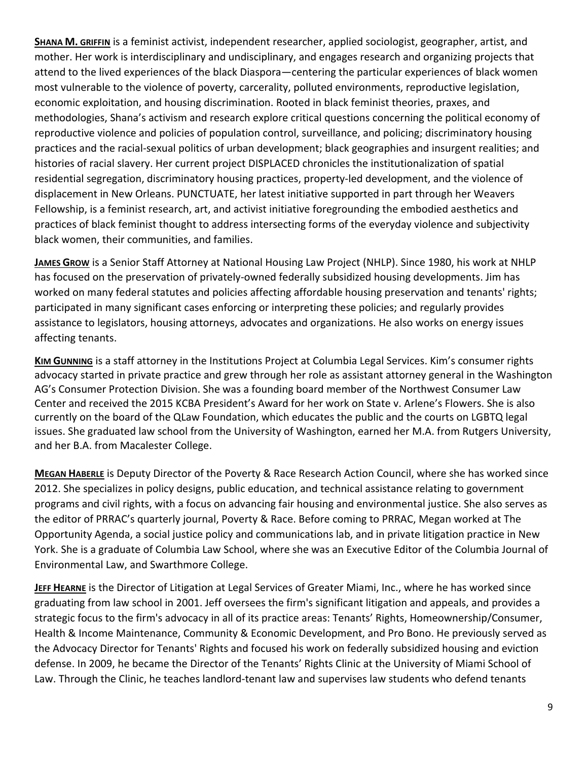**SHANA M. GRIFFIN** is a feminist activist, independent researcher, applied sociologist, geographer, artist, and mother. Her work is interdisciplinary and undisciplinary, and engages research and organizing projects that attend to the lived experiences of the black Diaspora—centering the particular experiences of black women most vulnerable to the violence of poverty, carcerality, polluted environments, reproductive legislation, economic exploitation, and housing discrimination. Rooted in black feminist theories, praxes, and methodologies, Shana's activism and research explore critical questions concerning the political economy of reproductive violence and policies of population control, surveillance, and policing; discriminatory housing practices and the racial-sexual politics of urban development; black geographies and insurgent realities; and histories of racial slavery. Her current project DISPLACED chronicles the institutionalization of spatial residential segregation, discriminatory housing practices, property-led development, and the violence of displacement in New Orleans. PUNCTUATE, her latest initiative supported in part through her Weavers Fellowship, is a feminist research, art, and activist initiative foregrounding the embodied aesthetics and practices of black feminist thought to address intersecting forms of the everyday violence and subjectivity black women, their communities, and families.

**JAMES GROW** is a Senior Staff Attorney at National Housing Law Project (NHLP). Since 1980, his work at NHLP has focused on the preservation of privately-owned federally subsidized housing developments. Jim has worked on many federal statutes and policies affecting affordable housing preservation and tenants' rights; participated in many significant cases enforcing or interpreting these policies; and regularly provides assistance to legislators, housing attorneys, advocates and organizations. He also works on energy issues affecting tenants.

**KIM GUNNING** is a staff attorney in the Institutions Project at Columbia Legal Services. Kim's consumer rights advocacy started in private practice and grew through her role as assistant attorney general in the Washington AG's Consumer Protection Division. She was a founding board member of the Northwest Consumer Law Center and received the 2015 KCBA President's Award for her work on State v. Arlene's Flowers. She is also currently on the board of the QLaw Foundation, which educates the public and the courts on LGBTQ legal issues. She graduated law school from the University of Washington, earned her M.A. from Rutgers University, and her B.A. from Macalester College.

**MEGAN HABERLE** is Deputy Director of the Poverty & Race Research Action Council, where she has worked since 2012. She specializes in policy designs, public education, and technical assistance relating to government programs and civil rights, with a focus on advancing fair housing and environmental justice. She also serves as the editor of PRRAC's quarterly journal, Poverty & Race. Before coming to PRRAC, Megan worked at The Opportunity Agenda, a social justice policy and communications lab, and in private litigation practice in New York. She is a graduate of Columbia Law School, where she was an Executive Editor of the Columbia Journal of Environmental Law, and Swarthmore College.

**JEFF HEARNE** is the Director of Litigation at Legal Services of Greater Miami, Inc., where he has worked since graduating from law school in 2001. Jeff oversees the firm's significant litigation and appeals, and provides a strategic focus to the firm's advocacy in all of its practice areas: Tenants' Rights, Homeownership/Consumer, Health & Income Maintenance, Community & Economic Development, and Pro Bono. He previously served as the Advocacy Director for Tenants' Rights and focused his work on federally subsidized housing and eviction defense. In 2009, he became the Director of the Tenants' Rights Clinic at the University of Miami School of Law. Through the Clinic, he teaches landlord-tenant law and supervises law students who defend tenants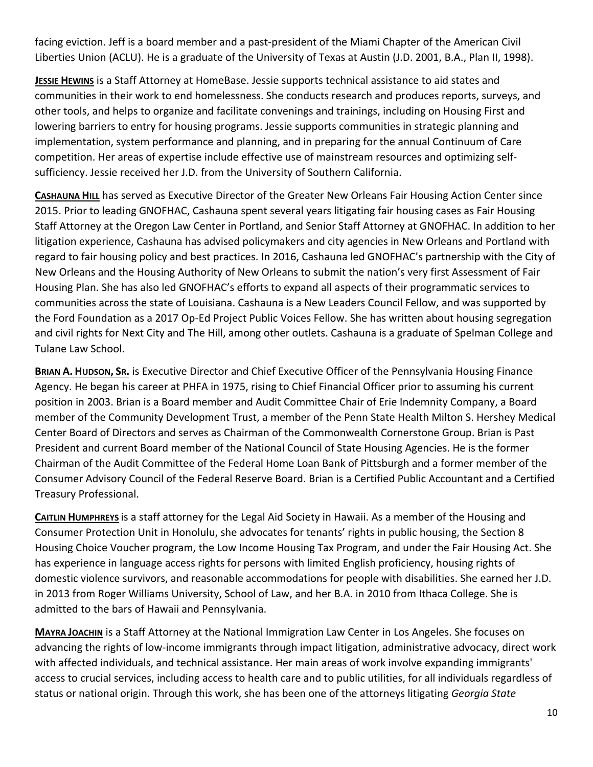facing eviction. Jeff is a board member and a past-president of the Miami Chapter of the American Civil Liberties Union (ACLU). He is a graduate of the University of Texas at Austin (J.D. 2001, B.A., Plan II, 1998).

**JESSIE HEWINS** is a Staff Attorney at HomeBase. Jessie supports technical assistance to aid states and communities in their work to end homelessness. She conducts research and produces reports, surveys, and other tools, and helps to organize and facilitate convenings and trainings, including on Housing First and lowering barriers to entry for housing programs. Jessie supports communities in strategic planning and implementation, system performance and planning, and in preparing for the annual Continuum of Care competition. Her areas of expertise include effective use of mainstream resources and optimizing self-sufficiency. Jessie received her J.D. from the University of Southern California.

**CASHAUNA HILL** has served as Executive Director of the Greater New Orleans Fair Housing Action Center since 2015. Prior to leading GNOFHAC, Cashauna spent several years litigating fair housing cases as Fair Housing Staff Attorney at the Oregon Law Center in Portland, and Senior Staff Attorney at GNOFHAC. In addition to her litigation experience, Cashauna has advised policymakers and city agencies in New Orleans and Portland with regard to fair housing policy and best practices. In 2016, Cashauna led GNOFHAC's partnership with the City of New Orleans and the Housing Authority of New Orleans to submit the nation's very first Assessment of Fair Housing Plan. She has also led GNOFHAC's efforts to expand all aspects of their programmatic services to communities across the state of Louisiana. Cashauna is a New Leaders Council Fellow, and was supported by the Ford Foundation as a 2017 Op-Ed Project Public Voices Fellow. She has written about housing segregation and civil rights for Next City and The Hill, among other outlets. Cashauna is a graduate of Spelman College and Tulane Law School.

**BRIAN A. HUDSON, SR.** is Executive Director and Chief Executive Officer of the Pennsylvania Housing Finance Agency. He began his career at PHFA in 1975, rising to Chief Financial Officer prior to assuming his current position in 2003. Brian is a Board member and Audit Committee Chair of Erie Indemnity Company, a Board member of the Community Development Trust, a member of the Penn State Health Milton S. Hershey Medical Center Board of Directors and serves as Chairman of the Commonwealth Cornerstone Group. Brian is Past President and current Board member of the National Council of State Housing Agencies. He is the former Chairman of the Audit Committee of the Federal Home Loan Bank of Pittsburgh and a former member of the Consumer Advisory Council of the Federal Reserve Board. Brian is a Certified Public Accountant and a Certified Treasury Professional.

**CAITLIN HUMPHREYS** is a staff attorney for the Legal Aid Society in Hawaii. As a member of the Housing and Consumer Protection Unit in Honolulu, she advocates for tenants' rights in public housing, the Section 8 Housing Choice Voucher program, the Low Income Housing Tax Program, and under the Fair Housing Act. She has experience in language access rights for persons with limited English proficiency, housing rights of domestic violence survivors, and reasonable accommodations for people with disabilities. She earned her J.D. in 2013 from Roger Williams University, School of Law, and her B.A. in 2010 from Ithaca College. She is admitted to the bars of Hawaii and Pennsylvania.

**MAYRA JOACHIN** is a Staff Attorney at the National Immigration Law Center in Los Angeles. She focuses on advancing the rights of low-income immigrants through impact litigation, administrative advocacy, direct work with affected individuals, and technical assistance. Her main areas of work involve expanding immigrants' access to crucial services, including access to health care and to public utilities, for all individuals regardless of status or national origin. Through this work, she has been one of the attorneys litigating *Georgia State*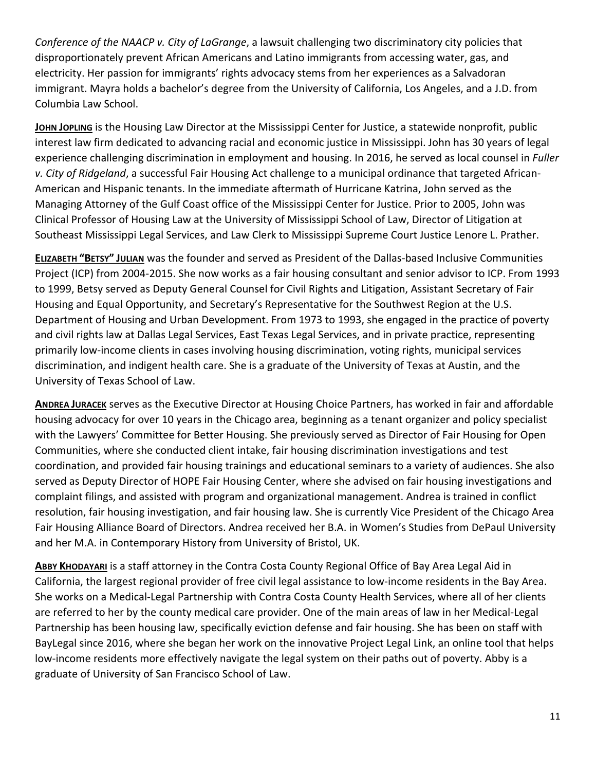*Conference of the NAACP v. City of LaGrange*, a lawsuit challenging two discriminatory city policies that disproportionately prevent African Americans and Latino immigrants from accessing water, gas, and electricity. Her passion for immigrants' rights advocacy stems from her experiences as a Salvadoran immigrant. Mayra holds a bachelor's degree from the University of California, Los Angeles, and a J.D. from Columbia Law School.

**JOHN JOPLING** is the Housing Law Director at the Mississippi Center for Justice, a statewide nonprofit, public interest law firm dedicated to advancing racial and economic justice in Mississippi. John has 30 years of legal experience challenging discrimination in employment and housing. In 2016, he served as local counsel in *Fuller v. City of Ridgeland*, a successful Fair Housing Act challenge to a municipal ordinance that targeted African-American and Hispanic tenants. In the immediate aftermath of Hurricane Katrina, John served as the Managing Attorney of the Gulf Coast office of the Mississippi Center for Justice. Prior to 2005, John was Clinical Professor of Housing Law at the University of Mississippi School of Law, Director of Litigation at Southeast Mississippi Legal Services, and Law Clerk to Mississippi Supreme Court Justice Lenore L. Prather.

**ELIZABETH "BETSY" JULIAN** was the founder and served as President of the Dallas-based Inclusive Communities Project (ICP) from 2004-2015. She now works as a fair housing consultant and senior advisor to ICP. From 1993 to 1999, Betsy served as Deputy General Counsel for Civil Rights and Litigation, Assistant Secretary of Fair Housing and Equal Opportunity, and Secretary's Representative for the Southwest Region at the U.S. Department of Housing and Urban Development. From 1973 to 1993, she engaged in the practice of poverty and civil rights law at Dallas Legal Services, East Texas Legal Services, and in private practice, representing primarily low-income clients in cases involving housing discrimination, voting rights, municipal services discrimination, and indigent health care. She is a graduate of the University of Texas at Austin, and the University of Texas School of Law.

**ANDREA JURACEK** serves as the Executive Director at Housing Choice Partners, has worked in fair and affordable housing advocacy for over 10 years in the Chicago area, beginning as a tenant organizer and policy specialist with the Lawyers' Committee for Better Housing. She previously served as Director of Fair Housing for Open Communities, where she conducted client intake, fair housing discrimination investigations and test coordination, and provided fair housing trainings and educational seminars to a variety of audiences. She also served as Deputy Director of HOPE Fair Housing Center, where she advised on fair housing investigations and complaint filings, and assisted with program and organizational management. Andrea is trained in conflict resolution, fair housing investigation, and fair housing law. She is currently Vice President of the Chicago Area Fair Housing Alliance Board of Directors. Andrea received her B.A. in Women's Studies from DePaul University and her M.A. in Contemporary History from University of Bristol, UK.

**ABBY KHODAYARI** is a staff attorney in the Contra Costa County Regional Office of Bay Area Legal Aid in California, the largest regional provider of free civil legal assistance to low-income residents in the Bay Area. She works on a Medical-Legal Partnership with Contra Costa County Health Services, where all of her clients are referred to her by the county medical care provider. One of the main areas of law in her Medical-Legal Partnership has been housing law, specifically eviction defense and fair housing. She has been on staff with BayLegal since 2016, where she began her work on the innovative Project Legal Link, an online tool that helps low-income residents more effectively navigate the legal system on their paths out of poverty. Abby is a graduate of University of San Francisco School of Law.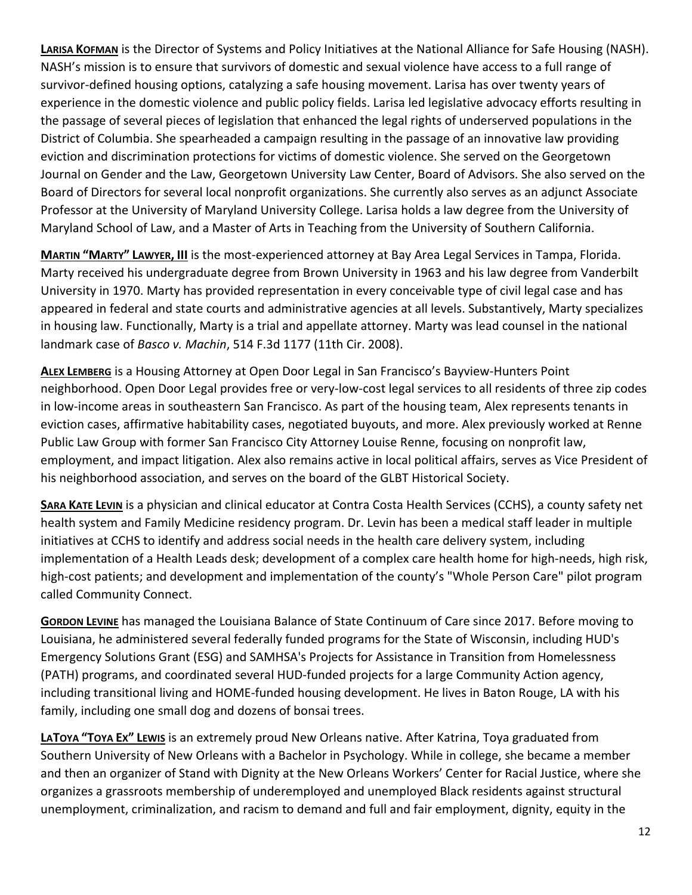**Larisa Kofman** is the Director of Systems and Policy Initiatives at the National Alliance for Safe Housing (NASH). NASH's mission is to ensure that survivors of domestic and sexual violence have access to a full range of survivor-defined housing options, catalyzing a safe housing movement. Larisa has over twenty years of experience in the domestic violence and public policy fields. Larisa led legislative advocacy efforts resulting in the passage of several pieces of legislation that enhanced the legal rights of underserved populations in the District of Columbia. She spearheaded a campaign resulting in the passage of an innovative law providing eviction and discrimination protections for victims of domestic violence. She served on the Georgetown Journal on Gender and the Law, Georgetown University Law Center, Board of Advisors. She also served on the Board of Directors for several local nonprofit organizations. She currently also serves as an adjunct Associate Professor at the University of Maryland University College. Larisa holds a law degree from the University of Maryland School of Law, and a Master of Arts in Teaching from the University of Southern California.

**Martin "Marty" Lawyer, III** is the most-experienced attorney at Bay Area Legal Services in Tampa, Florida. Marty received his undergraduate degree from Brown University in 1963 and his law degree from Vanderbilt University in 1970. Marty has provided representation in every conceivable type of civil legal case and has appeared in federal and state courts and administrative agencies at all levels. Substantively, Marty specializes in housing law. Functionally, Marty is a trial and appellate attorney. Marty was lead counsel in the national landmark case of *Basco v. Machin*, 514 F.3d 1177 (11th Cir. 2008).

**Alex Lemberg** is a Housing Attorney at Open Door Legal in San Francisco's Bayview-Hunters Point neighborhood. Open Door Legal provides free or very-low-cost legal services to all residents of three zip codes in low-income areas in southeastern San Francisco. As part of the housing team, Alex represents tenants in eviction cases, affirmative habitability cases, negotiated buyouts, and more. Alex previously worked at Renne Public Law Group with former San Francisco City Attorney Louise Renne, focusing on nonprofit law, employment, and impact litigation. Alex also remains active in local political affairs, serves as Vice President of his neighborhood association, and serves on the board of the GLBT Historical Society.

**Sara Kate Levin** is a physician and clinical educator at Contra Costa Health Services (CCHS), a county safety net health system and Family Medicine residency program. Dr. Levin has been a medical staff leader in multiple initiatives at CCHS to identify and address social needs in the health care delivery system, including implementation of a Health Leads desk; development of a complex care health home for high-needs, high risk, high-cost patients; and development and implementation of the county's "Whole Person Care" pilot program called Community Connect.

**Gordon Levine** has managed the Louisiana Balance of State Continuum of Care since 2017. Before moving to Louisiana, he administered several federally funded programs for the State of Wisconsin, including HUD's Emergency Solutions Grant (ESG) and SAMHSA's Projects for Assistance in Transition from Homelessness (PATH) programs, and coordinated several HUD-funded projects for a large Community Action agency, including transitional living and HOME-funded housing development. He lives in Baton Rouge, LA with his family, including one small dog and dozens of bonsai trees.

**LaToya "Toya Ex" Lewis** is an extremely proud New Orleans native. After Katrina, Toya graduated from Southern University of New Orleans with a Bachelor in Psychology. While in college, she became a member and then an organizer of Stand with Dignity at the New Orleans Workers' Center for Racial Justice, where she organizes a grassroots membership of underemployed and unemployed Black residents against structural unemployment, criminalization, and racism to demand and full and fair employment, dignity, equity in the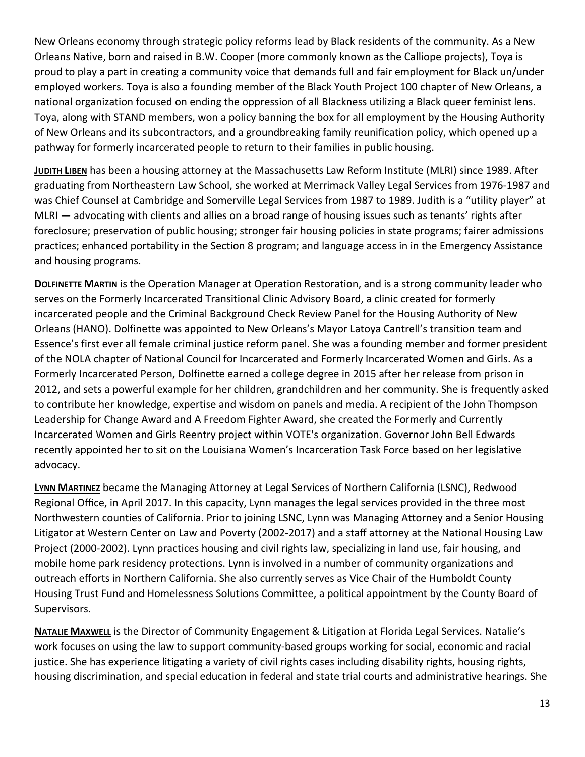New Orleans economy through strategic policy reforms lead by Black residents of the community. As a New Orleans Native, born and raised in B.W. Cooper (more commonly known as the Calliope projects), Toya is proud to play a part in creating a community voice that demands full and fair employment for Black un/under employed workers. Toya is also a founding member of the Black Youth Project 100 chapter of New Orleans, a national organization focused on ending the oppression of all Blackness utilizing a Black queer feminist lens. Toya, along with STAND members, won a policy banning the box for all employment by the Housing Authority of New Orleans and its subcontractors, and a groundbreaking family reunification policy, which opened up a pathway for formerly incarcerated people to return to their families in public housing.

**JUDITH LIBEN** has been a housing attorney at the Massachusetts Law Reform Institute (MLRI) since 1989. After graduating from Northeastern Law School, she worked at Merrimack Valley Legal Services from 1976-1987 and was Chief Counsel at Cambridge and Somerville Legal Services from 1987 to 1989. Judith is a "utility player" at MLRI — advocating with clients and allies on a broad range of housing issues such as tenants' rights after foreclosure; preservation of public housing; stronger fair housing policies in state programs; fairer admissions practices; enhanced portability in the Section 8 program; and language access in in the Emergency Assistance and housing programs.

**DOLFINETTE MARTIN** is the Operation Manager at Operation Restoration, and is a strong community leader who serves on the Formerly Incarcerated Transitional Clinic Advisory Board, a clinic created for formerly incarcerated people and the Criminal Background Check Review Panel for the Housing Authority of New Orleans (HANO). Dolfinette was appointed to New Orleans's Mayor Latoya Cantrell's transition team and Essence's first ever all female criminal justice reform panel. She was a founding member and former president of the NOLA chapter of National Council for Incarcerated and Formerly Incarcerated Women and Girls. As a Formerly Incarcerated Person, Dolfinette earned a college degree in 2015 after her release from prison in 2012, and sets a powerful example for her children, grandchildren and her community. She is frequently asked to contribute her knowledge, expertise and wisdom on panels and media. A recipient of the John Thompson Leadership for Change Award and A Freedom Fighter Award, she created the Formerly and Currently Incarcerated Women and Girls Reentry project within VOTE's organization. Governor John Bell Edwards recently appointed her to sit on the Louisiana Women's Incarceration Task Force based on her legislative advocacy.

**LYNN MARTINEZ** became the Managing Attorney at Legal Services of Northern California (LSNC), Redwood Regional Office, in April 2017. In this capacity, Lynn manages the legal services provided in the three most Northwestern counties of California. Prior to joining LSNC, Lynn was Managing Attorney and a Senior Housing Litigator at Western Center on Law and Poverty (2002-2017) and a staff attorney at the National Housing Law Project (2000-2002). Lynn practices housing and civil rights law, specializing in land use, fair housing, and mobile home park residency protections. Lynn is involved in a number of community organizations and outreach efforts in Northern California. She also currently serves as Vice Chair of the Humboldt County Housing Trust Fund and Homelessness Solutions Committee, a political appointment by the County Board of Supervisors.

**NATALIE MAXWELL** is the Director of Community Engagement & Litigation at Florida Legal Services. Natalie's work focuses on using the law to support community-based groups working for social, economic and racial justice. She has experience litigating a variety of civil rights cases including disability rights, housing rights, housing discrimination, and special education in federal and state trial courts and administrative hearings. She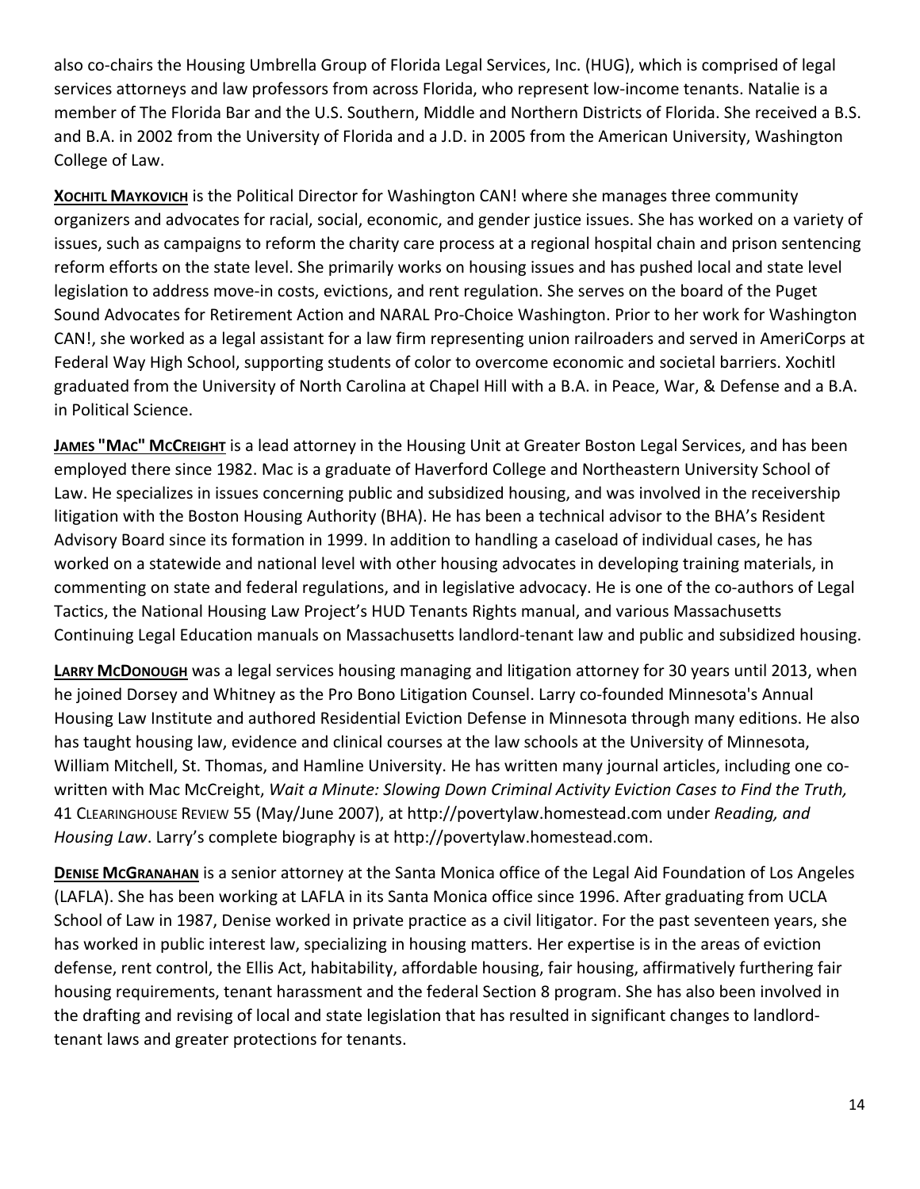also co-chairs the Housing Umbrella Group of Florida Legal Services, Inc. (HUG), which is comprised of legal services attorneys and law professors from across Florida, who represent low-income tenants. Natalie is a member of The Florida Bar and the U.S. Southern, Middle and Northern Districts of Florida. She received a B.S. and B.A. in 2002 from the University of Florida and a J.D. in 2005 from the American University, Washington College of Law.

**Xochitl Maykovich** is the Political Director for Washington CAN! where she manages three community organizers and advocates for racial, social, economic, and gender justice issues. She has worked on a variety of issues, such as campaigns to reform the charity care process at a regional hospital chain and prison sentencing reform efforts on the state level. She primarily works on housing issues and has pushed local and state level legislation to address move-in costs, evictions, and rent regulation. She serves on the board of the Puget Sound Advocates for Retirement Action and NARAL Pro-Choice Washington. Prior to her work for Washington CAN!, she worked as a legal assistant for a law firm representing union railroaders and served in AmeriCorps at Federal Way High School, supporting students of color to overcome economic and societal barriers. Xochitl graduated from the University of North Carolina at Chapel Hill with a B.A. in Peace, War, & Defense and a B.A. in Political Science.

**James "Mac" McCreight** is a lead attorney in the Housing Unit at Greater Boston Legal Services, and has been employed there since 1982. Mac is a graduate of Haverford College and Northeastern University School of Law. He specializes in issues concerning public and subsidized housing, and was involved in the receivership litigation with the Boston Housing Authority (BHA). He has been a technical advisor to the BHA's Resident Advisory Board since its formation in 1999. In addition to handling a caseload of individual cases, he has worked on a statewide and national level with other housing advocates in developing training materials, in commenting on state and federal regulations, and in legislative advocacy. He is one of the co-authors of Legal Tactics, the National Housing Law Project's HUD Tenants Rights manual, and various Massachusetts Continuing Legal Education manuals on Massachusetts landlord-tenant law and public and subsidized housing.

**Larry McDonough** was a legal services housing managing and litigation attorney for 30 years until 2013, when he joined Dorsey and Whitney as the Pro Bono Litigation Counsel. Larry co-founded Minnesota's Annual Housing Law Institute and authored Residential Eviction Defense in Minnesota through many editions. He also has taught housing law, evidence and clinical courses at the law schools at the University of Minnesota, William Mitchell, St. Thomas, and Hamline University. He has written many journal articles, including one co-written with Mac McCreight, *Wait a Minute: Slowing Down Criminal Activity Eviction Cases to Find the Truth,* 41 Clearinghouse Review 55 (May/June 2007), at http://povertylaw.homestead.com under *Reading, and Housing Law*. Larry's complete biography is at http://povertylaw.homestead.com.

**Denise McGranahan** is a senior attorney at the Santa Monica office of the Legal Aid Foundation of Los Angeles (LAFLA). She has been working at LAFLA in its Santa Monica office since 1996. After graduating from UCLA School of Law in 1987, Denise worked in private practice as a civil litigator. For the past seventeen years, she has worked in public interest law, specializing in housing matters. Her expertise is in the areas of eviction defense, rent control, the Ellis Act, habitability, affordable housing, fair housing, affirmatively furthering fair housing requirements, tenant harassment and the federal Section 8 program. She has also been involved in the drafting and revising of local and state legislation that has resulted in significant changes to landlord-tenant laws and greater protections for tenants.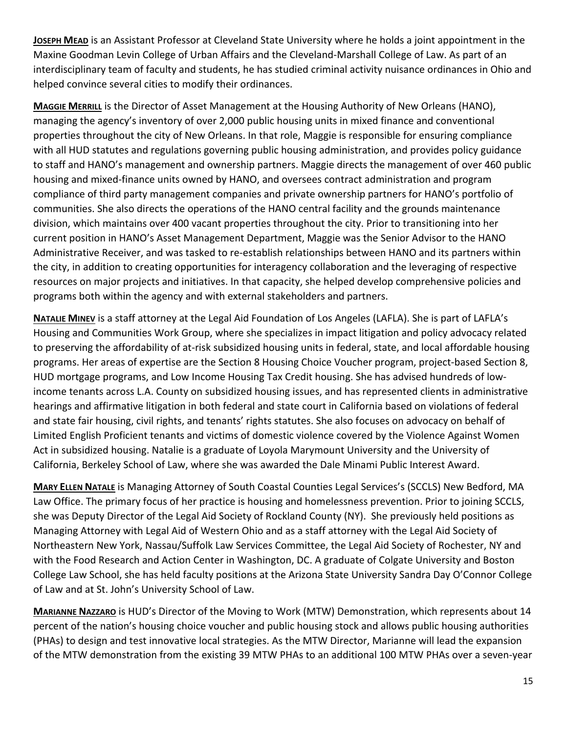**JOSEPH MEAD** is an Assistant Professor at Cleveland State University where he holds a joint appointment in the Maxine Goodman Levin College of Urban Affairs and the Cleveland-Marshall College of Law. As part of an interdisciplinary team of faculty and students, he has studied criminal activity nuisance ordinances in Ohio and helped convince several cities to modify their ordinances.

**MAGGIE MERRILL** is the Director of Asset Management at the Housing Authority of New Orleans (HANO), managing the agency's inventory of over 2,000 public housing units in mixed finance and conventional properties throughout the city of New Orleans. In that role, Maggie is responsible for ensuring compliance with all HUD statutes and regulations governing public housing administration, and provides policy guidance to staff and HANO's management and ownership partners. Maggie directs the management of over 460 public housing and mixed-finance units owned by HANO, and oversees contract administration and program compliance of third party management companies and private ownership partners for HANO's portfolio of communities. She also directs the operations of the HANO central facility and the grounds maintenance division, which maintains over 400 vacant properties throughout the city. Prior to transitioning into her current position in HANO's Asset Management Department, Maggie was the Senior Advisor to the HANO Administrative Receiver, and was tasked to re-establish relationships between HANO and its partners within the city, in addition to creating opportunities for interagency collaboration and the leveraging of respective resources on major projects and initiatives. In that capacity, she helped develop comprehensive policies and programs both within the agency and with external stakeholders and partners.

**NATALIE MINEV** is a staff attorney at the Legal Aid Foundation of Los Angeles (LAFLA). She is part of LAFLA's Housing and Communities Work Group, where she specializes in impact litigation and policy advocacy related to preserving the affordability of at-risk subsidized housing units in federal, state, and local affordable housing programs. Her areas of expertise are the Section 8 Housing Choice Voucher program, project-based Section 8, HUD mortgage programs, and Low Income Housing Tax Credit housing. She has advised hundreds of low-income tenants across L.A. County on subsidized housing issues, and has represented clients in administrative hearings and affirmative litigation in both federal and state court in California based on violations of federal and state fair housing, civil rights, and tenants' rights statutes. She also focuses on advocacy on behalf of Limited English Proficient tenants and victims of domestic violence covered by the Violence Against Women Act in subsidized housing. Natalie is a graduate of Loyola Marymount University and the University of California, Berkeley School of Law, where she was awarded the Dale Minami Public Interest Award.

**MARY ELLEN NATALE** is Managing Attorney of South Coastal Counties Legal Services's (SCCLS) New Bedford, MA Law Office. The primary focus of her practice is housing and homelessness prevention. Prior to joining SCCLS, she was Deputy Director of the Legal Aid Society of Rockland County (NY). She previously held positions as Managing Attorney with Legal Aid of Western Ohio and as a staff attorney with the Legal Aid Society of Northeastern New York, Nassau/Suffolk Law Services Committee, the Legal Aid Society of Rochester, NY and with the Food Research and Action Center in Washington, DC. A graduate of Colgate University and Boston College Law School, she has held faculty positions at the Arizona State University Sandra Day O'Connor College of Law and at St. John's University School of Law.

**MARIANNE NAZZARO** is HUD's Director of the Moving to Work (MTW) Demonstration, which represents about 14 percent of the nation's housing choice voucher and public housing stock and allows public housing authorities (PHAs) to design and test innovative local strategies. As the MTW Director, Marianne will lead the expansion of the MTW demonstration from the existing 39 MTW PHAs to an additional 100 MTW PHAs over a seven-year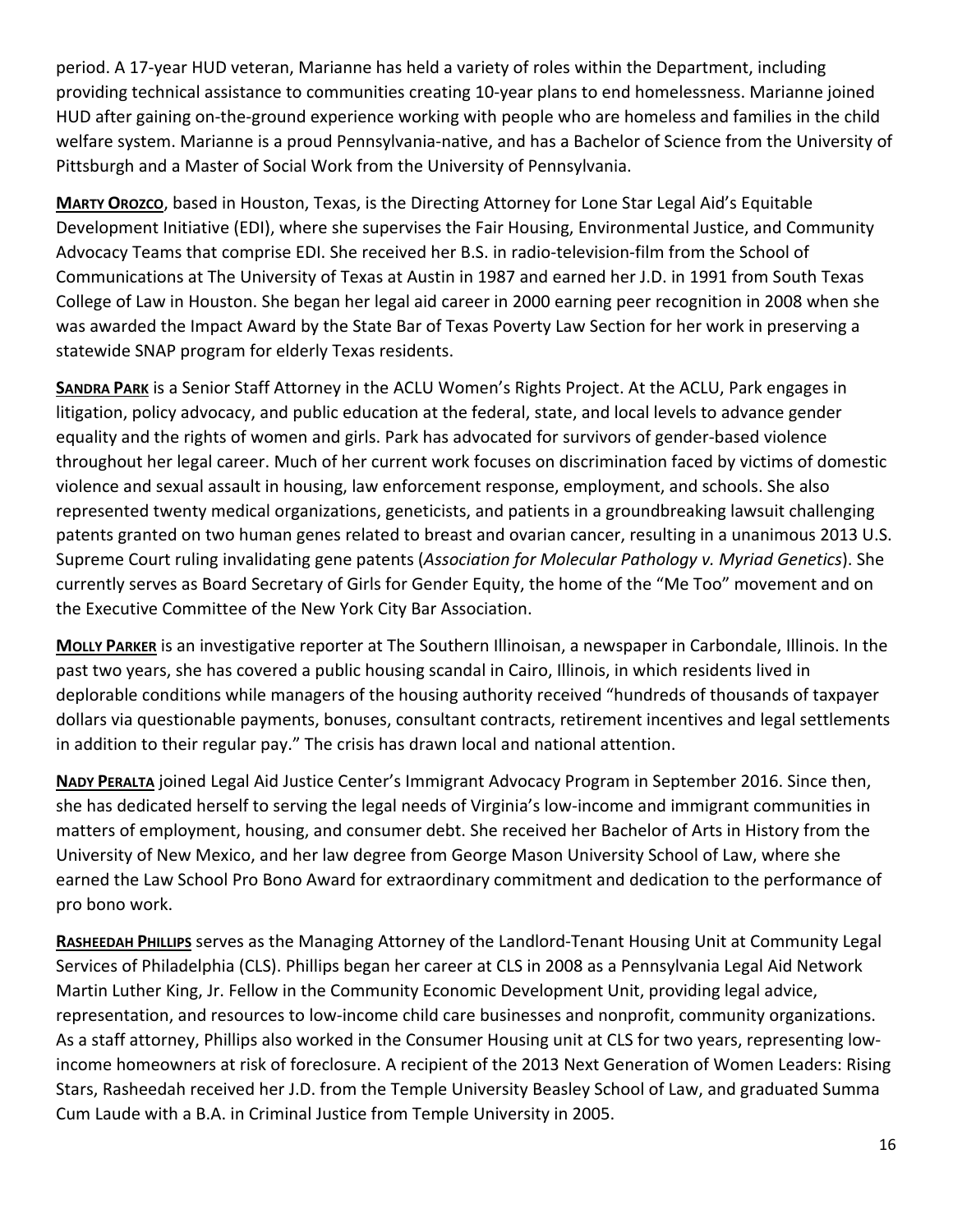period. A 17-year HUD veteran, Marianne has held a variety of roles within the Department, including providing technical assistance to communities creating 10-year plans to end homelessness. Marianne joined HUD after gaining on-the-ground experience working with people who are homeless and families in the child welfare system. Marianne is a proud Pennsylvania-native, and has a Bachelor of Science from the University of Pittsburgh and a Master of Social Work from the University of Pennsylvania.

**MARTY OROZCO**, based in Houston, Texas, is the Directing Attorney for Lone Star Legal Aid's Equitable Development Initiative (EDI), where she supervises the Fair Housing, Environmental Justice, and Community Advocacy Teams that comprise EDI. She received her B.S. in radio-television-film from the School of Communications at The University of Texas at Austin in 1987 and earned her J.D. in 1991 from South Texas College of Law in Houston. She began her legal aid career in 2000 earning peer recognition in 2008 when she was awarded the Impact Award by the State Bar of Texas Poverty Law Section for her work in preserving a statewide SNAP program for elderly Texas residents.

**SANDRA PARK** is a Senior Staff Attorney in the ACLU Women's Rights Project. At the ACLU, Park engages in litigation, policy advocacy, and public education at the federal, state, and local levels to advance gender equality and the rights of women and girls. Park has advocated for survivors of gender-based violence throughout her legal career. Much of her current work focuses on discrimination faced by victims of domestic violence and sexual assault in housing, law enforcement response, employment, and schools. She also represented twenty medical organizations, geneticists, and patients in a groundbreaking lawsuit challenging patents granted on two human genes related to breast and ovarian cancer, resulting in a unanimous 2013 U.S. Supreme Court ruling invalidating gene patents (*Association for Molecular Pathology v. Myriad Genetics*). She currently serves as Board Secretary of Girls for Gender Equity, the home of the "Me Too" movement and on the Executive Committee of the New York City Bar Association.

**MOLLY PARKER** is an investigative reporter at The Southern Illinoisan, a newspaper in Carbondale, Illinois. In the past two years, she has covered a public housing scandal in Cairo, Illinois, in which residents lived in deplorable conditions while managers of the housing authority received "hundreds of thousands of taxpayer dollars via questionable payments, bonuses, consultant contracts, retirement incentives and legal settlements in addition to their regular pay." The crisis has drawn local and national attention.

**NADY PERALTA** joined Legal Aid Justice Center's Immigrant Advocacy Program in September 2016. Since then, she has dedicated herself to serving the legal needs of Virginia's low-income and immigrant communities in matters of employment, housing, and consumer debt. She received her Bachelor of Arts in History from the University of New Mexico, and her law degree from George Mason University School of Law, where she earned the Law School Pro Bono Award for extraordinary commitment and dedication to the performance of pro bono work.

**RASHEEDAH PHILLIPS** serves as the Managing Attorney of the Landlord-Tenant Housing Unit at Community Legal Services of Philadelphia (CLS). Phillips began her career at CLS in 2008 as a Pennsylvania Legal Aid Network Martin Luther King, Jr. Fellow in the Community Economic Development Unit, providing legal advice, representation, and resources to low-income child care businesses and nonprofit, community organizations. As a staff attorney, Phillips also worked in the Consumer Housing unit at CLS for two years, representing low-income homeowners at risk of foreclosure. A recipient of the 2013 Next Generation of Women Leaders: Rising Stars, Rasheedah received her J.D. from the Temple University Beasley School of Law, and graduated Summa Cum Laude with a B.A. in Criminal Justice from Temple University in 2005.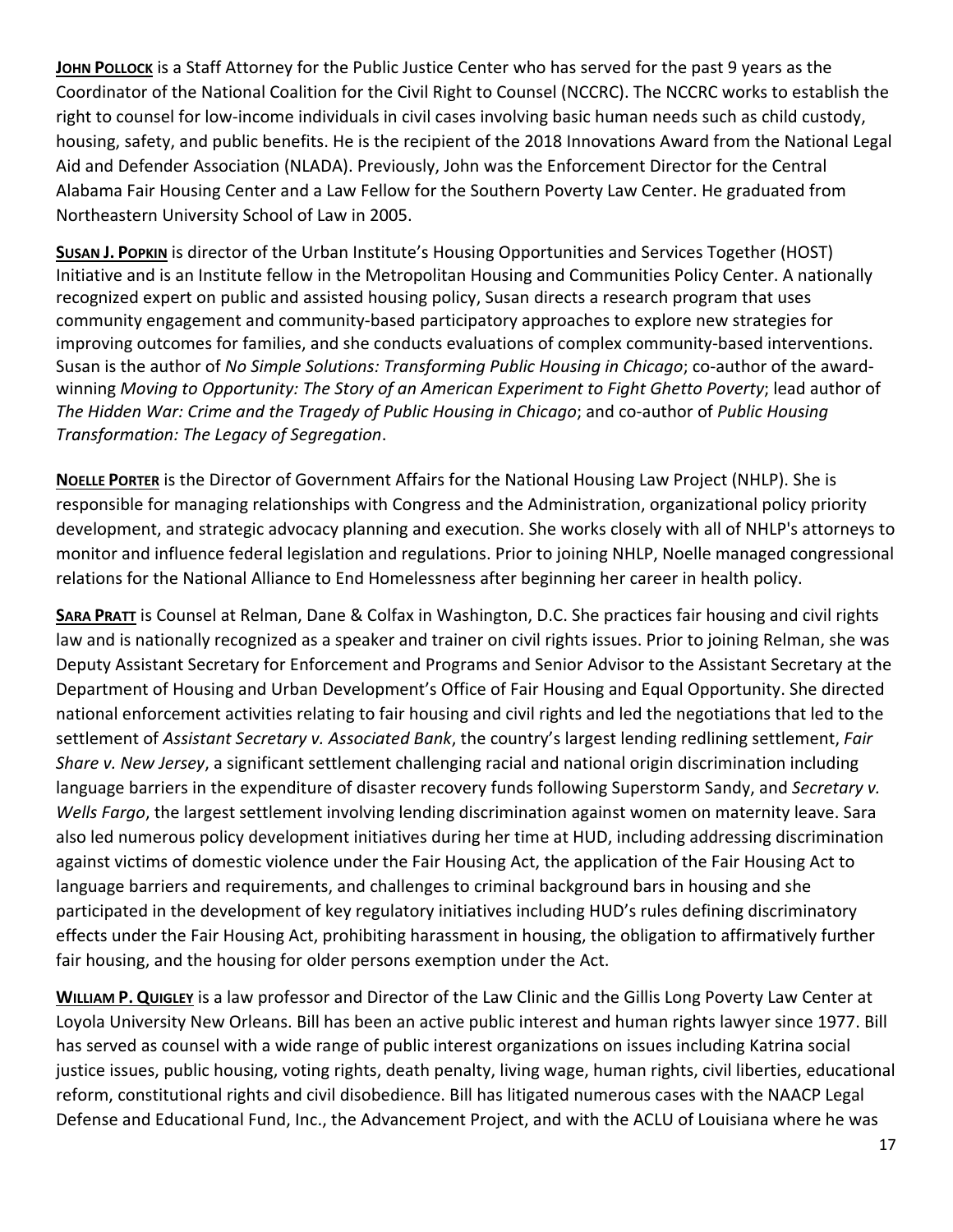**JOHN POLLOCK** is a Staff Attorney for the Public Justice Center who has served for the past 9 years as the Coordinator of the National Coalition for the Civil Right to Counsel (NCCRC). The NCCRC works to establish the right to counsel for low-income individuals in civil cases involving basic human needs such as child custody, housing, safety, and public benefits. He is the recipient of the 2018 Innovations Award from the National Legal Aid and Defender Association (NLADA). Previously, John was the Enforcement Director for the Central Alabama Fair Housing Center and a Law Fellow for the Southern Poverty Law Center. He graduated from Northeastern University School of Law in 2005.

**SUSAN J. POPKIN** is director of the Urban Institute's Housing Opportunities and Services Together (HOST) Initiative and is an Institute fellow in the Metropolitan Housing and Communities Policy Center. A nationally recognized expert on public and assisted housing policy, Susan directs a research program that uses community engagement and community-based participatory approaches to explore new strategies for improving outcomes for families, and she conducts evaluations of complex community-based interventions. Susan is the author of *No Simple Solutions: Transforming Public Housing in Chicago*; co-author of the award-winning *Moving to Opportunity: The Story of an American Experiment to Fight Ghetto Poverty*; lead author of *The Hidden War: Crime and the Tragedy of Public Housing in Chicago*; and co-author of *Public Housing Transformation: The Legacy of Segregation*.

**NOELLE PORTER** is the Director of Government Affairs for the National Housing Law Project (NHLP). She is responsible for managing relationships with Congress and the Administration, organizational policy priority development, and strategic advocacy planning and execution. She works closely with all of NHLP's attorneys to monitor and influence federal legislation and regulations. Prior to joining NHLP, Noelle managed congressional relations for the National Alliance to End Homelessness after beginning her career in health policy.

**SARA PRATT** is Counsel at Relman, Dane & Colfax in Washington, D.C. She practices fair housing and civil rights law and is nationally recognized as a speaker and trainer on civil rights issues. Prior to joining Relman, she was Deputy Assistant Secretary for Enforcement and Programs and Senior Advisor to the Assistant Secretary at the Department of Housing and Urban Development's Office of Fair Housing and Equal Opportunity. She directed national enforcement activities relating to fair housing and civil rights and led the negotiations that led to the settlement of *Assistant Secretary v. Associated Bank*, the country's largest lending redlining settlement, *Fair Share v. New Jersey*, a significant settlement challenging racial and national origin discrimination including language barriers in the expenditure of disaster recovery funds following Superstorm Sandy, and *Secretary v. Wells Fargo*, the largest settlement involving lending discrimination against women on maternity leave. Sara also led numerous policy development initiatives during her time at HUD, including addressing discrimination against victims of domestic violence under the Fair Housing Act, the application of the Fair Housing Act to language barriers and requirements, and challenges to criminal background bars in housing and she participated in the development of key regulatory initiatives including HUD's rules defining discriminatory effects under the Fair Housing Act, prohibiting harassment in housing, the obligation to affirmatively further fair housing, and the housing for older persons exemption under the Act.

**WILLIAM P. QUIGLEY** is a law professor and Director of the Law Clinic and the Gillis Long Poverty Law Center at Loyola University New Orleans. Bill has been an active public interest and human rights lawyer since 1977. Bill has served as counsel with a wide range of public interest organizations on issues including Katrina social justice issues, public housing, voting rights, death penalty, living wage, human rights, civil liberties, educational reform, constitutional rights and civil disobedience. Bill has litigated numerous cases with the NAACP Legal Defense and Educational Fund, Inc., the Advancement Project, and with the ACLU of Louisiana where he was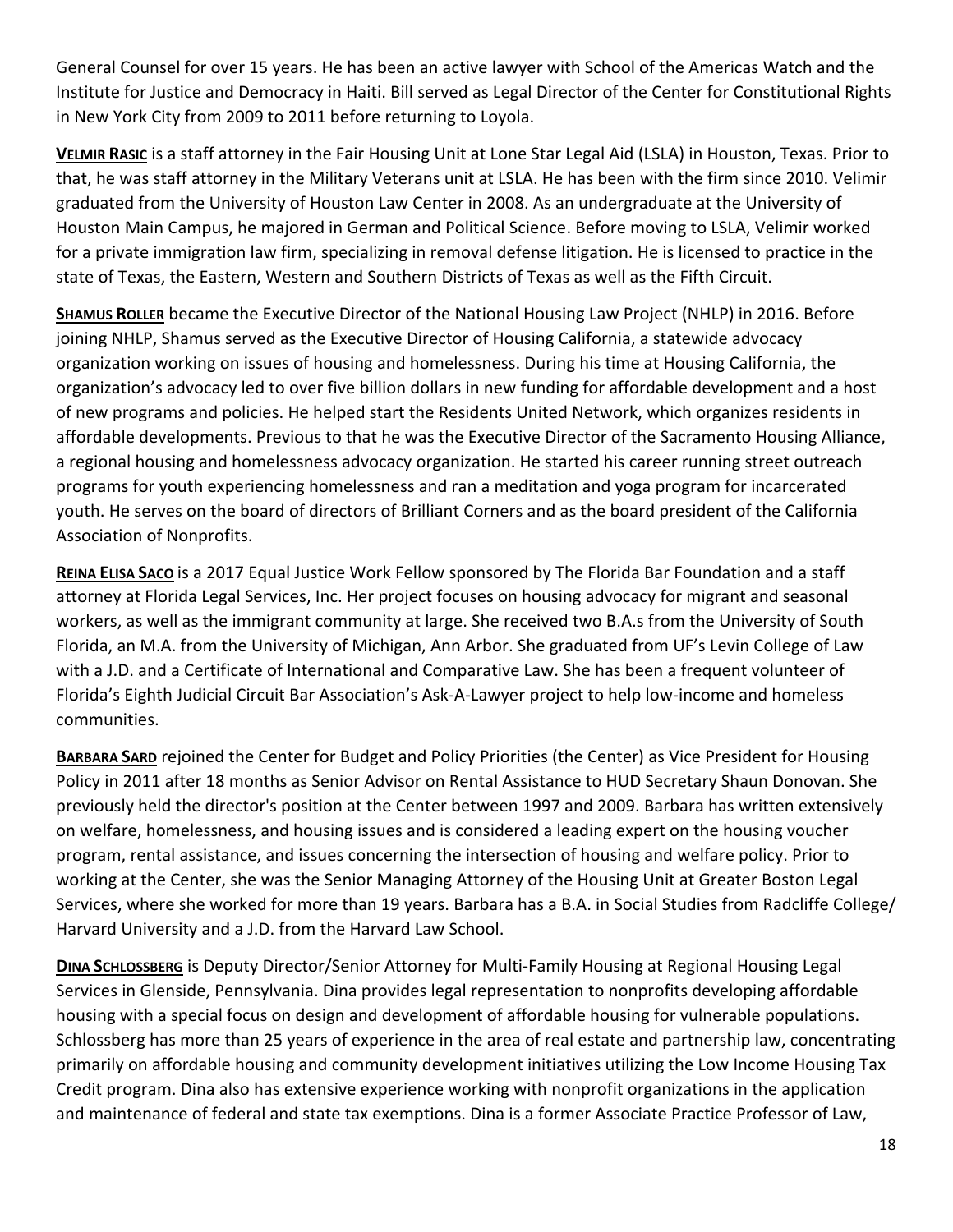General Counsel for over 15 years. He has been an active lawyer with School of the Americas Watch and the Institute for Justice and Democracy in Haiti. Bill served as Legal Director of the Center for Constitutional Rights in New York City from 2009 to 2011 before returning to Loyola.

**Velmir Rasic** is a staff attorney in the Fair Housing Unit at Lone Star Legal Aid (LSLA) in Houston, Texas. Prior to that, he was staff attorney in the Military Veterans unit at LSLA. He has been with the firm since 2010. Velimir graduated from the University of Houston Law Center in 2008. As an undergraduate at the University of Houston Main Campus, he majored in German and Political Science. Before moving to LSLA, Velimir worked for a private immigration law firm, specializing in removal defense litigation. He is licensed to practice in the state of Texas, the Eastern, Western and Southern Districts of Texas as well as the Fifth Circuit.

**Shamus Roller** became the Executive Director of the National Housing Law Project (NHLP) in 2016. Before joining NHLP, Shamus served as the Executive Director of Housing California, a statewide advocacy organization working on issues of housing and homelessness. During his time at Housing California, the organization's advocacy led to over five billion dollars in new funding for affordable development and a host of new programs and policies. He helped start the Residents United Network, which organizes residents in affordable developments. Previous to that he was the Executive Director of the Sacramento Housing Alliance, a regional housing and homelessness advocacy organization. He started his career running street outreach programs for youth experiencing homelessness and ran a meditation and yoga program for incarcerated youth. He serves on the board of directors of Brilliant Corners and as the board president of the California Association of Nonprofits.

**Reina Elisa Saco** is a 2017 Equal Justice Work Fellow sponsored by The Florida Bar Foundation and a staff attorney at Florida Legal Services, Inc. Her project focuses on housing advocacy for migrant and seasonal workers, as well as the immigrant community at large. She received two B.A.s from the University of South Florida, an M.A. from the University of Michigan, Ann Arbor. She graduated from UF's Levin College of Law with a J.D. and a Certificate of International and Comparative Law. She has been a frequent volunteer of Florida's Eighth Judicial Circuit Bar Association's Ask-A-Lawyer project to help low-income and homeless communities.

**Barbara Sard** rejoined the Center for Budget and Policy Priorities (the Center) as Vice President for Housing Policy in 2011 after 18 months as Senior Advisor on Rental Assistance to HUD Secretary Shaun Donovan. She previously held the director's position at the Center between 1997 and 2009. Barbara has written extensively on welfare, homelessness, and housing issues and is considered a leading expert on the housing voucher program, rental assistance, and issues concerning the intersection of housing and welfare policy. Prior to working at the Center, she was the Senior Managing Attorney of the Housing Unit at Greater Boston Legal Services, where she worked for more than 19 years. Barbara has a B.A. in Social Studies from Radcliffe College/ Harvard University and a J.D. from the Harvard Law School.

**Dina Schlossberg** is Deputy Director/Senior Attorney for Multi-Family Housing at Regional Housing Legal Services in Glenside, Pennsylvania. Dina provides legal representation to nonprofits developing affordable housing with a special focus on design and development of affordable housing for vulnerable populations. Schlossberg has more than 25 years of experience in the area of real estate and partnership law, concentrating primarily on affordable housing and community development initiatives utilizing the Low Income Housing Tax Credit program. Dina also has extensive experience working with nonprofit organizations in the application and maintenance of federal and state tax exemptions. Dina is a former Associate Practice Professor of Law,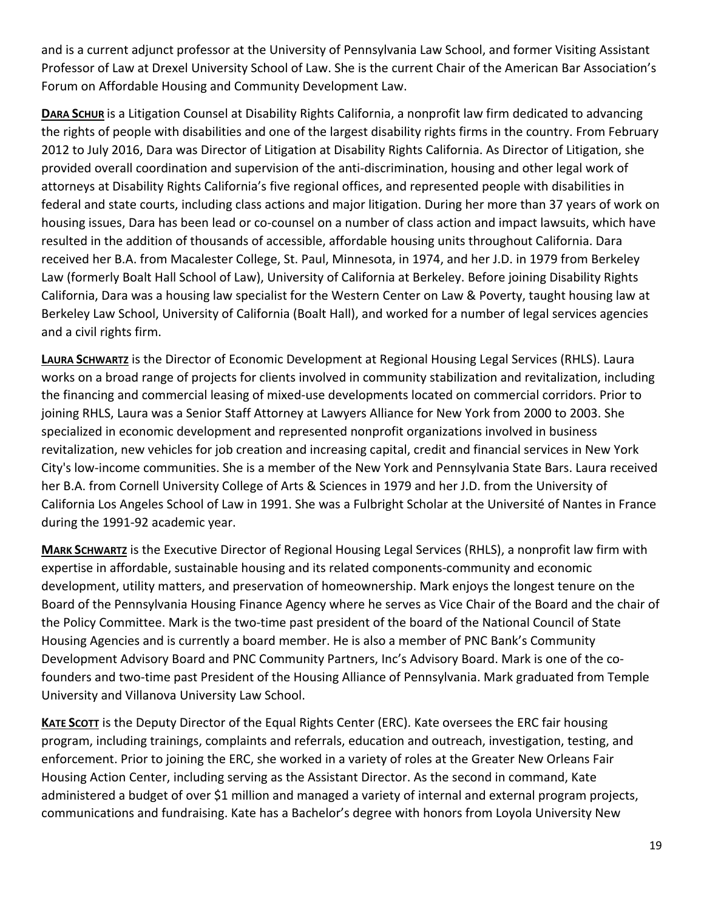and is a current adjunct professor at the University of Pennsylvania Law School, and former Visiting Assistant Professor of Law at Drexel University School of Law. She is the current Chair of the American Bar Association's Forum on Affordable Housing and Community Development Law.

**DARA SCHUR** is a Litigation Counsel at Disability Rights California, a nonprofit law firm dedicated to advancing the rights of people with disabilities and one of the largest disability rights firms in the country. From February 2012 to July 2016, Dara was Director of Litigation at Disability Rights California. As Director of Litigation, she provided overall coordination and supervision of the anti-discrimination, housing and other legal work of attorneys at Disability Rights California's five regional offices, and represented people with disabilities in federal and state courts, including class actions and major litigation. During her more than 37 years of work on housing issues, Dara has been lead or co-counsel on a number of class action and impact lawsuits, which have resulted in the addition of thousands of accessible, affordable housing units throughout California. Dara received her B.A. from Macalester College, St. Paul, Minnesota, in 1974, and her J.D. in 1979 from Berkeley Law (formerly Boalt Hall School of Law), University of California at Berkeley. Before joining Disability Rights California, Dara was a housing law specialist for the Western Center on Law & Poverty, taught housing law at Berkeley Law School, University of California (Boalt Hall), and worked for a number of legal services agencies and a civil rights firm.

**LAURA SCHWARTZ** is the Director of Economic Development at Regional Housing Legal Services (RHLS). Laura works on a broad range of projects for clients involved in community stabilization and revitalization, including the financing and commercial leasing of mixed-use developments located on commercial corridors. Prior to joining RHLS, Laura was a Senior Staff Attorney at Lawyers Alliance for New York from 2000 to 2003. She specialized in economic development and represented nonprofit organizations involved in business revitalization, new vehicles for job creation and increasing capital, credit and financial services in New York City's low-income communities. She is a member of the New York and Pennsylvania State Bars. Laura received her B.A. from Cornell University College of Arts & Sciences in 1979 and her J.D. from the University of California Los Angeles School of Law in 1991. She was a Fulbright Scholar at the Université of Nantes in France during the 1991-92 academic year.

**MARK SCHWARTZ** is the Executive Director of Regional Housing Legal Services (RHLS), a nonprofit law firm with expertise in affordable, sustainable housing and its related components-community and economic development, utility matters, and preservation of homeownership. Mark enjoys the longest tenure on the Board of the Pennsylvania Housing Finance Agency where he serves as Vice Chair of the Board and the chair of the Policy Committee. Mark is the two-time past president of the board of the National Council of State Housing Agencies and is currently a board member. He is also a member of PNC Bank's Community Development Advisory Board and PNC Community Partners, Inc's Advisory Board. Mark is one of the co-founders and two-time past President of the Housing Alliance of Pennsylvania. Mark graduated from Temple University and Villanova University Law School.

**KATE SCOTT** is the Deputy Director of the Equal Rights Center (ERC). Kate oversees the ERC fair housing program, including trainings, complaints and referrals, education and outreach, investigation, testing, and enforcement. Prior to joining the ERC, she worked in a variety of roles at the Greater New Orleans Fair Housing Action Center, including serving as the Assistant Director. As the second in command, Kate administered a budget of over $1 million and managed a variety of internal and external program projects, communications and fundraising. Kate has a Bachelor's degree with honors from Loyola University New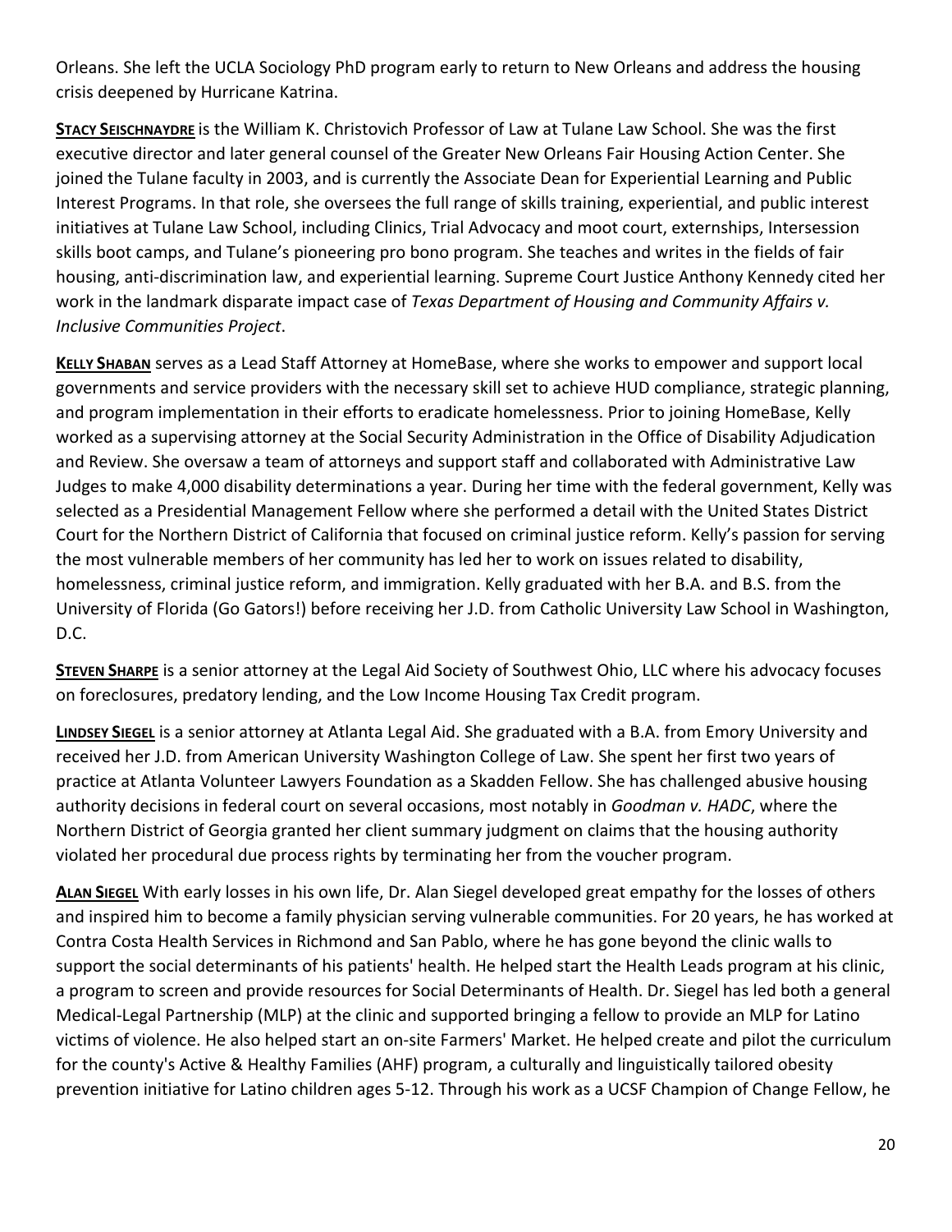Orleans. She left the UCLA Sociology PhD program early to return to New Orleans and address the housing crisis deepened by Hurricane Katrina.

**STACY SEISCHNAYDRE** is the William K. Christovich Professor of Law at Tulane Law School. She was the first executive director and later general counsel of the Greater New Orleans Fair Housing Action Center. She joined the Tulane faculty in 2003, and is currently the Associate Dean for Experiential Learning and Public Interest Programs. In that role, she oversees the full range of skills training, experiential, and public interest initiatives at Tulane Law School, including Clinics, Trial Advocacy and moot court, externships, Intersession skills boot camps, and Tulane's pioneering pro bono program. She teaches and writes in the fields of fair housing, anti-discrimination law, and experiential learning. Supreme Court Justice Anthony Kennedy cited her work in the landmark disparate impact case of *Texas Department of Housing and Community Affairs v. Inclusive Communities Project*.

**KELLY SHABAN** serves as a Lead Staff Attorney at HomeBase, where she works to empower and support local governments and service providers with the necessary skill set to achieve HUD compliance, strategic planning, and program implementation in their efforts to eradicate homelessness. Prior to joining HomeBase, Kelly worked as a supervising attorney at the Social Security Administration in the Office of Disability Adjudication and Review. She oversaw a team of attorneys and support staff and collaborated with Administrative Law Judges to make 4,000 disability determinations a year. During her time with the federal government, Kelly was selected as a Presidential Management Fellow where she performed a detail with the United States District Court for the Northern District of California that focused on criminal justice reform. Kelly's passion for serving the most vulnerable members of her community has led her to work on issues related to disability, homelessness, criminal justice reform, and immigration. Kelly graduated with her B.A. and B.S. from the University of Florida (Go Gators!) before receiving her J.D. from Catholic University Law School in Washington, D.C.

**STEVEN SHARPE** is a senior attorney at the Legal Aid Society of Southwest Ohio, LLC where his advocacy focuses on foreclosures, predatory lending, and the Low Income Housing Tax Credit program.

**LINDSEY SIEGEL** is a senior attorney at Atlanta Legal Aid. She graduated with a B.A. from Emory University and received her J.D. from American University Washington College of Law. She spent her first two years of practice at Atlanta Volunteer Lawyers Foundation as a Skadden Fellow. She has challenged abusive housing authority decisions in federal court on several occasions, most notably in *Goodman v. HADC*, where the Northern District of Georgia granted her client summary judgment on claims that the housing authority violated her procedural due process rights by terminating her from the voucher program.

**ALAN SIEGEL** With early losses in his own life, Dr. Alan Siegel developed great empathy for the losses of others and inspired him to become a family physician serving vulnerable communities. For 20 years, he has worked at Contra Costa Health Services in Richmond and San Pablo, where he has gone beyond the clinic walls to support the social determinants of his patients' health. He helped start the Health Leads program at his clinic, a program to screen and provide resources for Social Determinants of Health. Dr. Siegel has led both a general Medical-Legal Partnership (MLP) at the clinic and supported bringing a fellow to provide an MLP for Latino victims of violence. He also helped start an on-site Farmers' Market. He helped create and pilot the curriculum for the county's Active & Healthy Families (AHF) program, a culturally and linguistically tailored obesity prevention initiative for Latino children ages 5-12. Through his work as a UCSF Champion of Change Fellow, he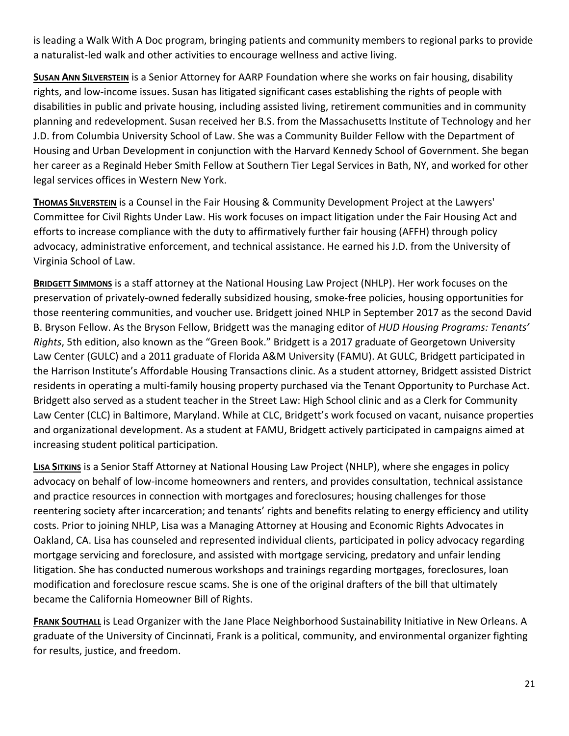is leading a Walk With A Doc program, bringing patients and community members to regional parks to provide a naturalist-led walk and other activities to encourage wellness and active living.

**SUSAN ANN SILVERSTEIN** is a Senior Attorney for AARP Foundation where she works on fair housing, disability rights, and low-income issues. Susan has litigated significant cases establishing the rights of people with disabilities in public and private housing, including assisted living, retirement communities and in community planning and redevelopment. Susan received her B.S. from the Massachusetts Institute of Technology and her J.D. from Columbia University School of Law. She was a Community Builder Fellow with the Department of Housing and Urban Development in conjunction with the Harvard Kennedy School of Government. She began her career as a Reginald Heber Smith Fellow at Southern Tier Legal Services in Bath, NY, and worked for other legal services offices in Western New York.

**THOMAS SILVERSTEIN** is a Counsel in the Fair Housing & Community Development Project at the Lawyers' Committee for Civil Rights Under Law. His work focuses on impact litigation under the Fair Housing Act and efforts to increase compliance with the duty to affirmatively further fair housing (AFFH) through policy advocacy, administrative enforcement, and technical assistance. He earned his J.D. from the University of Virginia School of Law.

**BRIDGETT SIMMONS** is a staff attorney at the National Housing Law Project (NHLP). Her work focuses on the preservation of privately-owned federally subsidized housing, smoke-free policies, housing opportunities for those reentering communities, and voucher use. Bridgett joined NHLP in September 2017 as the second David B. Bryson Fellow. As the Bryson Fellow, Bridgett was the managing editor of *HUD Housing Programs: Tenants' Rights*, 5th edition, also known as the "Green Book." Bridgett is a 2017 graduate of Georgetown University Law Center (GULC) and a 2011 graduate of Florida A&M University (FAMU). At GULC, Bridgett participated in the Harrison Institute's Affordable Housing Transactions clinic. As a student attorney, Bridgett assisted District residents in operating a multi-family housing property purchased via the Tenant Opportunity to Purchase Act. Bridgett also served as a student teacher in the Street Law: High School clinic and as a Clerk for Community Law Center (CLC) in Baltimore, Maryland. While at CLC, Bridgett's work focused on vacant, nuisance properties and organizational development. As a student at FAMU, Bridgett actively participated in campaigns aimed at increasing student political participation.

**LISA SITKINS** is a Senior Staff Attorney at National Housing Law Project (NHLP), where she engages in policy advocacy on behalf of low-income homeowners and renters, and provides consultation, technical assistance and practice resources in connection with mortgages and foreclosures; housing challenges for those reentering society after incarceration; and tenants' rights and benefits relating to energy efficiency and utility costs. Prior to joining NHLP, Lisa was a Managing Attorney at Housing and Economic Rights Advocates in Oakland, CA. Lisa has counseled and represented individual clients, participated in policy advocacy regarding mortgage servicing and foreclosure, and assisted with mortgage servicing, predatory and unfair lending litigation. She has conducted numerous workshops and trainings regarding mortgages, foreclosures, loan modification and foreclosure rescue scams. She is one of the original drafters of the bill that ultimately became the California Homeowner Bill of Rights.

**FRANK SOUTHALL** is Lead Organizer with the Jane Place Neighborhood Sustainability Initiative in New Orleans. A graduate of the University of Cincinnati, Frank is a political, community, and environmental organizer fighting for results, justice, and freedom.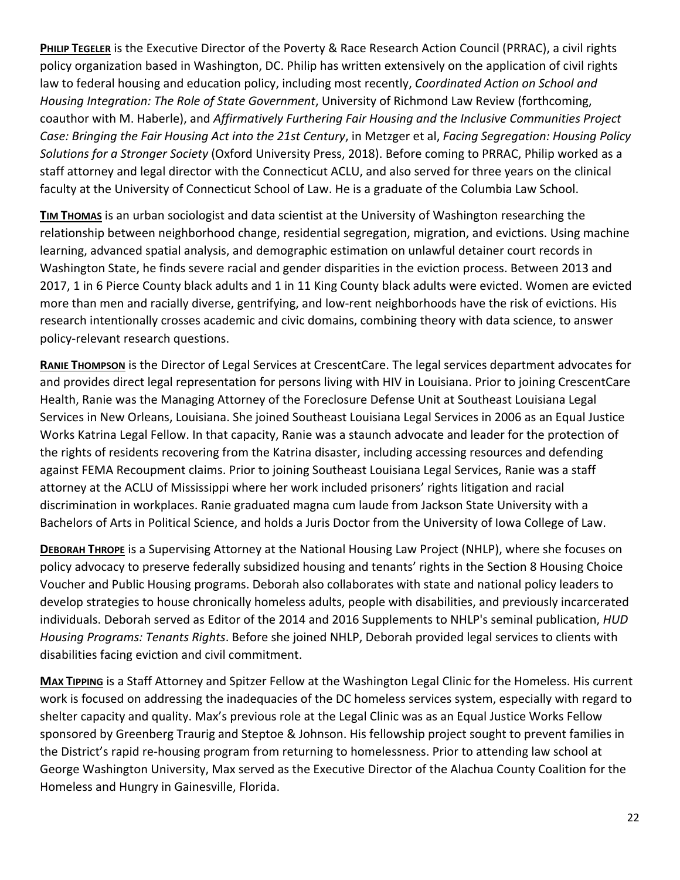**Philip Tegeler** is the Executive Director of the Poverty & Race Research Action Council (PRRAC), a civil rights policy organization based in Washington, DC. Philip has written extensively on the application of civil rights law to federal housing and education policy, including most recently, *Coordinated Action on School and Housing Integration: The Role of State Government*, University of Richmond Law Review (forthcoming, coauthor with M. Haberle), and *Affirmatively Furthering Fair Housing and the Inclusive Communities Project Case: Bringing the Fair Housing Act into the 21st Century*, in Metzger et al, *Facing Segregation: Housing Policy Solutions for a Stronger Society* (Oxford University Press, 2018). Before coming to PRRAC, Philip worked as a staff attorney and legal director with the Connecticut ACLU, and also served for three years on the clinical faculty at the University of Connecticut School of Law. He is a graduate of the Columbia Law School.

**Tim Thomas** is an urban sociologist and data scientist at the University of Washington researching the relationship between neighborhood change, residential segregation, migration, and evictions. Using machine learning, advanced spatial analysis, and demographic estimation on unlawful detainer court records in Washington State, he finds severe racial and gender disparities in the eviction process. Between 2013 and 2017, 1 in 6 Pierce County black adults and 1 in 11 King County black adults were evicted. Women are evicted more than men and racially diverse, gentrifying, and low-rent neighborhoods have the risk of evictions. His research intentionally crosses academic and civic domains, combining theory with data science, to answer policy-relevant research questions.

**Ranie Thompson** is the Director of Legal Services at CrescentCare. The legal services department advocates for and provides direct legal representation for persons living with HIV in Louisiana. Prior to joining CrescentCare Health, Ranie was the Managing Attorney of the Foreclosure Defense Unit at Southeast Louisiana Legal Services in New Orleans, Louisiana. She joined Southeast Louisiana Legal Services in 2006 as an Equal Justice Works Katrina Legal Fellow. In that capacity, Ranie was a staunch advocate and leader for the protection of the rights of residents recovering from the Katrina disaster, including accessing resources and defending against FEMA Recoupment claims. Prior to joining Southeast Louisiana Legal Services, Ranie was a staff attorney at the ACLU of Mississippi where her work included prisoners' rights litigation and racial discrimination in workplaces. Ranie graduated magna cum laude from Jackson State University with a Bachelors of Arts in Political Science, and holds a Juris Doctor from the University of Iowa College of Law.

**Deborah Thrope** is a Supervising Attorney at the National Housing Law Project (NHLP), where she focuses on policy advocacy to preserve federally subsidized housing and tenants' rights in the Section 8 Housing Choice Voucher and Public Housing programs. Deborah also collaborates with state and national policy leaders to develop strategies to house chronically homeless adults, people with disabilities, and previously incarcerated individuals. Deborah served as Editor of the 2014 and 2016 Supplements to NHLP's seminal publication, *HUD Housing Programs: Tenants Rights*. Before she joined NHLP, Deborah provided legal services to clients with disabilities facing eviction and civil commitment.

**Max Tipping** is a Staff Attorney and Spitzer Fellow at the Washington Legal Clinic for the Homeless. His current work is focused on addressing the inadequacies of the DC homeless services system, especially with regard to shelter capacity and quality. Max's previous role at the Legal Clinic was as an Equal Justice Works Fellow sponsored by Greenberg Traurig and Steptoe & Johnson. His fellowship project sought to prevent families in the District's rapid re-housing program from returning to homelessness. Prior to attending law school at George Washington University, Max served as the Executive Director of the Alachua County Coalition for the Homeless and Hungry in Gainesville, Florida.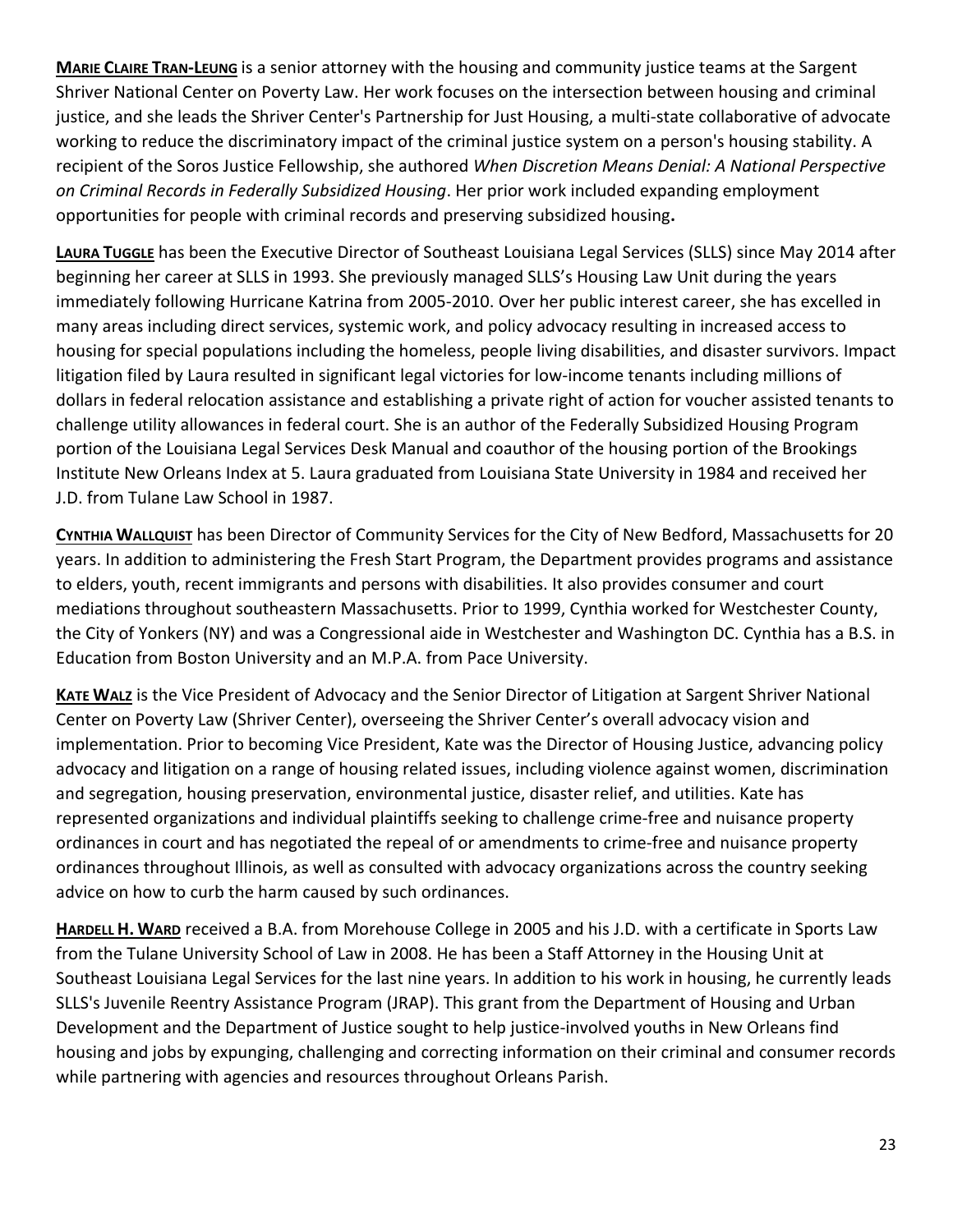**MARIE CLAIRE TRAN-LEUNG** is a senior attorney with the housing and community justice teams at the Sargent Shriver National Center on Poverty Law. Her work focuses on the intersection between housing and criminal justice, and she leads the Shriver Center's Partnership for Just Housing, a multi-state collaborative of advocate working to reduce the discriminatory impact of the criminal justice system on a person's housing stability. A recipient of the Soros Justice Fellowship, she authored *When Discretion Means Denial: A National Perspective on Criminal Records in Federally Subsidized Housing*. Her prior work included expanding employment opportunities for people with criminal records and preserving subsidized housing.

**LAURA TUGGLE** has been the Executive Director of Southeast Louisiana Legal Services (SLLS) since May 2014 after beginning her career at SLLS in 1993. She previously managed SLLS's Housing Law Unit during the years immediately following Hurricane Katrina from 2005-2010. Over her public interest career, she has excelled in many areas including direct services, systemic work, and policy advocacy resulting in increased access to housing for special populations including the homeless, people living disabilities, and disaster survivors. Impact litigation filed by Laura resulted in significant legal victories for low-income tenants including millions of dollars in federal relocation assistance and establishing a private right of action for voucher assisted tenants to challenge utility allowances in federal court. She is an author of the Federally Subsidized Housing Program portion of the Louisiana Legal Services Desk Manual and coauthor of the housing portion of the Brookings Institute New Orleans Index at 5. Laura graduated from Louisiana State University in 1984 and received her J.D. from Tulane Law School in 1987.

**CYNTHIA WALLQUIST** has been Director of Community Services for the City of New Bedford, Massachusetts for 20 years. In addition to administering the Fresh Start Program, the Department provides programs and assistance to elders, youth, recent immigrants and persons with disabilities. It also provides consumer and court mediations throughout southeastern Massachusetts. Prior to 1999, Cynthia worked for Westchester County, the City of Yonkers (NY) and was a Congressional aide in Westchester and Washington DC. Cynthia has a B.S. in Education from Boston University and an M.P.A. from Pace University.

**KATE WALZ** is the Vice President of Advocacy and the Senior Director of Litigation at Sargent Shriver National Center on Poverty Law (Shriver Center), overseeing the Shriver Center's overall advocacy vision and implementation. Prior to becoming Vice President, Kate was the Director of Housing Justice, advancing policy advocacy and litigation on a range of housing related issues, including violence against women, discrimination and segregation, housing preservation, environmental justice, disaster relief, and utilities. Kate has represented organizations and individual plaintiffs seeking to challenge crime-free and nuisance property ordinances in court and has negotiated the repeal of or amendments to crime-free and nuisance property ordinances throughout Illinois, as well as consulted with advocacy organizations across the country seeking advice on how to curb the harm caused by such ordinances.

**HARDELL H. WARD** received a B.A. from Morehouse College in 2005 and his J.D. with a certificate in Sports Law from the Tulane University School of Law in 2008. He has been a Staff Attorney in the Housing Unit at Southeast Louisiana Legal Services for the last nine years. In addition to his work in housing, he currently leads SLLS's Juvenile Reentry Assistance Program (JRAP). This grant from the Department of Housing and Urban Development and the Department of Justice sought to help justice-involved youths in New Orleans find housing and jobs by expunging, challenging and correcting information on their criminal and consumer records while partnering with agencies and resources throughout Orleans Parish.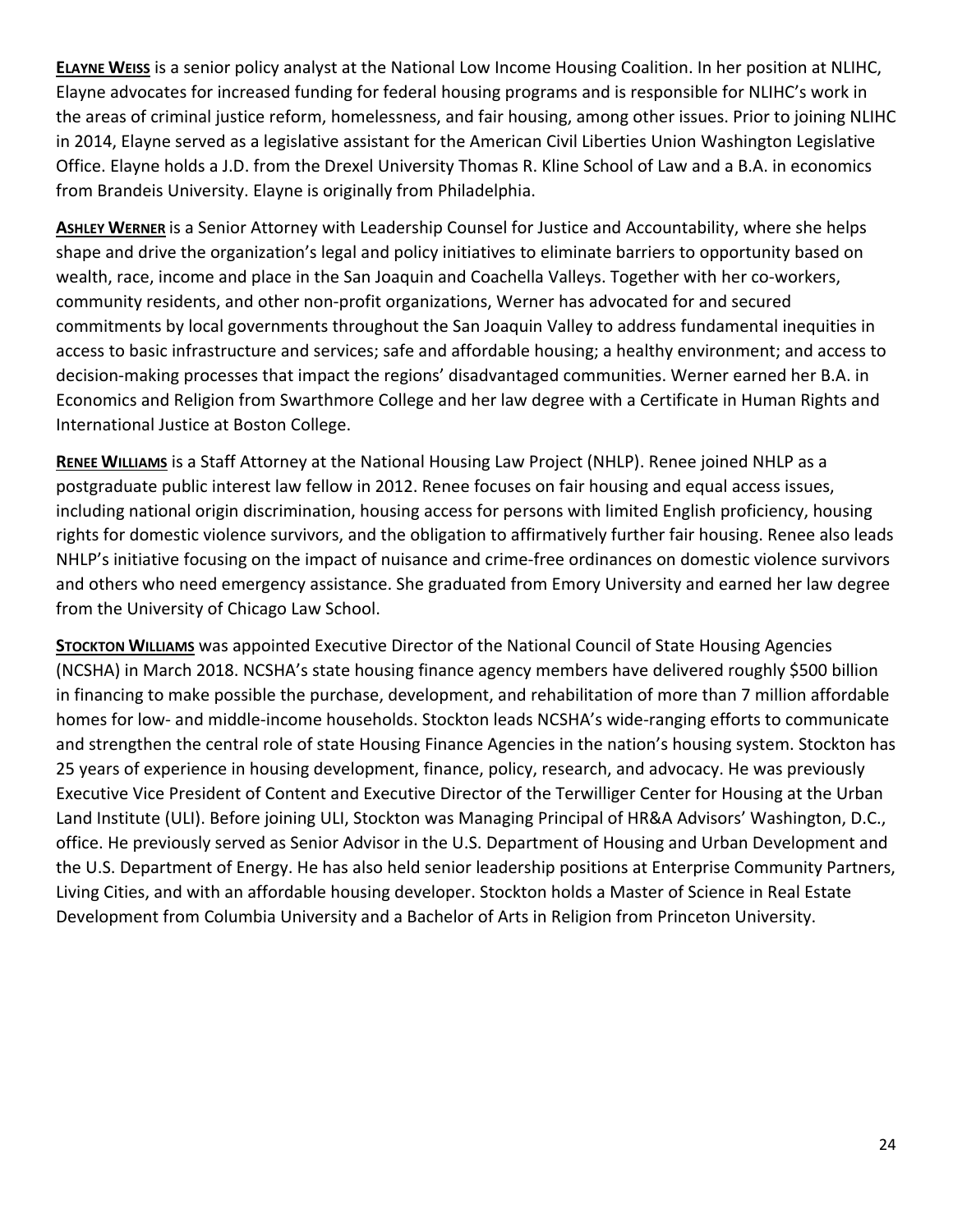**<u>ELAYNE WEISS</u>** is a senior policy analyst at the National Low Income Housing Coalition. In her position at NLIHC, Elayne advocates for increased funding for federal housing programs and is responsible for NLIHC's work in the areas of criminal justice reform, homelessness, and fair housing, among other issues. Prior to joining NLIHC in 2014, Elayne served as a legislative assistant for the American Civil Liberties Union Washington Legislative Office. Elayne holds a J.D. from the Drexel University Thomas R. Kline School of Law and a B.A. in economics from Brandeis University. Elayne is originally from Philadelphia.

**<u>ASHLEY WERNER</u>** is a Senior Attorney with Leadership Counsel for Justice and Accountability, where she helps shape and drive the organization's legal and policy initiatives to eliminate barriers to opportunity based on wealth, race, income and place in the San Joaquin and Coachella Valleys. Together with her co-workers, community residents, and other non-profit organizations, Werner has advocated for and secured commitments by local governments throughout the San Joaquin Valley to address fundamental inequities in access to basic infrastructure and services; safe and affordable housing; a healthy environment; and access to decision-making processes that impact the regions' disadvantaged communities. Werner earned her B.A. in Economics and Religion from Swarthmore College and her law degree with a Certificate in Human Rights and International Justice at Boston College.

**<u>RENEE WILLIAMS</u>** is a Staff Attorney at the National Housing Law Project (NHLP). Renee joined NHLP as a postgraduate public interest law fellow in 2012. Renee focuses on fair housing and equal access issues, including national origin discrimination, housing access for persons with limited English proficiency, housing rights for domestic violence survivors, and the obligation to affirmatively further fair housing. Renee also leads NHLP's initiative focusing on the impact of nuisance and crime-free ordinances on domestic violence survivors and others who need emergency assistance. She graduated from Emory University and earned her law degree from the University of Chicago Law School.

**<u>STOCKTON WILLIAMS</u>** was appointed Executive Director of the National Council of State Housing Agencies (NCSHA) in March 2018. NCSHA's state housing finance agency members have delivered roughly $500 billion in financing to make possible the purchase, development, and rehabilitation of more than 7 million affordable homes for low- and middle-income households. Stockton leads NCSHA's wide-ranging efforts to communicate and strengthen the central role of state Housing Finance Agencies in the nation's housing system. Stockton has 25 years of experience in housing development, finance, policy, research, and advocacy. He was previously Executive Vice President of Content and Executive Director of the Terwilliger Center for Housing at the Urban Land Institute (ULI). Before joining ULI, Stockton was Managing Principal of HR&A Advisors' Washington, D.C., office. He previously served as Senior Advisor in the U.S. Department of Housing and Urban Development and the U.S. Department of Energy. He has also held senior leadership positions at Enterprise Community Partners, Living Cities, and with an affordable housing developer. Stockton holds a Master of Science in Real Estate Development from Columbia University and a Bachelor of Arts in Religion from Princeton University.